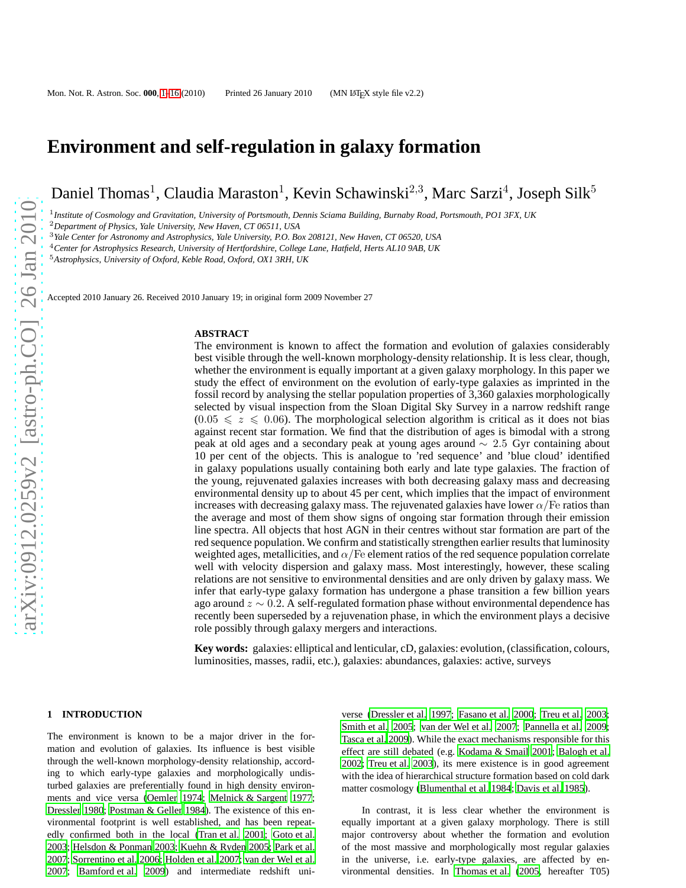# Environment and self-regulation in galaxy formation

Daniel Thomas[1], Claudia Maraston[1], Kevin Schawinski[2,3], Marc Sarzi[4], Joseph Silk[5]

[1] *Institute of Cosmology and Gravitation, University of Portsmouth, Dennis Sciama Building, Burnaby Road, Portsmouth, PO1 3FX, UK*
[2] *Department of Physics, Yale University, New Haven, CT 06511, USA*
[3] *Yale Center for Astronomy and Astrophysics, Yale University, P.O. Box 208121, New Haven, CT 06520, USA*
[4] *Center for Astrophysics Research, University of Hertfordshire, College Lane, Hatfield, Herts AL10 9AB, UK*
[5] *Astrophysics, University of Oxford, Keble Road, Oxford, OX1 3RH, UK*

Accepted 2010 January 26. Received 2010 January 19; in original form 2009 November 27

## ABSTRACT

The environment is known to affect the formation and evolution of galaxies considerably best visible through the well-known morphology-density relationship. It is less clear, though, whether the environment is equally important at a given galaxy morphology. In this paper we study the effect of environment on the evolution of early-type galaxies as imprinted in the fossil record by analysing the stellar population properties of 3,360 galaxies morphologically selected by visual inspection from the Sloan Digital Sky Survey in a narrow redshift range ($0.05 \leqslant z \leqslant 0.06$). The morphological selection algorithm is critical as it does not bias against recent star formation. We find that the distribution of ages is bimodal with a strong peak at old ages and a secondary peak at young ages around $\sim 2.5$ Gyr containing about 10 per cent of the objects. This is analogue to 'red sequence' and 'blue cloud' identified in galaxy populations usually containing both early and late type galaxies. The fraction of the young, rejuvenated galaxies increases with both decreasing galaxy mass and decreasing environmental density up to about 45 per cent, which implies that the impact of environment increases with decreasing galaxy mass. The rejuvenated galaxies have lower $\alpha/\mathrm{Fe}$ ratios than the average and most of them show signs of ongoing star formation through their emission line spectra. All objects that host AGN in their centres without star formation are part of the red sequence population. We confirm and statistically strengthen earlier results that luminosity weighted ages, metallicities, and $\alpha/\mathrm{Fe}$ element ratios of the red sequence population correlate well with velocity dispersion and galaxy mass. Most interestingly, however, these scaling relations are not sensitive to environmental densities and are only driven by galaxy mass. We infer that early-type galaxy formation has undergone a phase transition a few billion years ago around $z \sim 0.2$. A self-regulated formation phase without environmental dependence has recently been superseded by a rejuvenation phase, in which the environment plays a decisive role possibly through galaxy mergers and interactions.

**Key words:** galaxies: elliptical and lenticular, cD, galaxies: evolution, (classification, colours, luminosities, masses, radii, etc.), galaxies: abundances, galaxies: active, surveys

## 1 INTRODUCTION

The environment is known to be a major driver in the formation and evolution of galaxies. Its influence is best visible through the well-known morphology-density relationship, according to which early-type galaxies and morphologically undisturbed galaxies are preferentially found in high density environments and vice versa (Oemler 1974; Melnick & Sargent 1977; Dressler 1980; Postman & Geller 1984). The existence of this environmental footprint is well established, and has been repeatedly confirmed both in the local (Tran et al. 2001; Goto et al. 2003; Helsdon & Ponman 2003; Kuehn & Ryden 2005; Park et al. 2007; Sorrentino et al. 2006; Holden et al. 2007; van der Wel et al. 2007; Bamford et al. 2009) and intermediate redshift universe (Dressler et al. 1997; Fasano et al. 2000; Treu et al. 2003; Smith et al. 2005; van der Wel et al. 2007; Pannella et al. 2009; Tasca et al. 2009). While the exact mechanisms responsible for this effect are still debated (e.g. Kodama & Smail 2001; Balogh et al. 2002; Treu et al. 2003), its mere existence is in good agreement with the idea of hierarchical structure formation based on cold dark matter cosmology (Blumenthal et al. 1984; Davis et al. 1985).

In contrast, it is less clear whether the environment is equally important at a given galaxy morphology. There is still major controversy about whether the formation and evolution of the most massive and morphologically most regular galaxies in the universe, i.e. early-type galaxies, are affected by environmental densities. In Thomas et al. (2005, hereafter T05)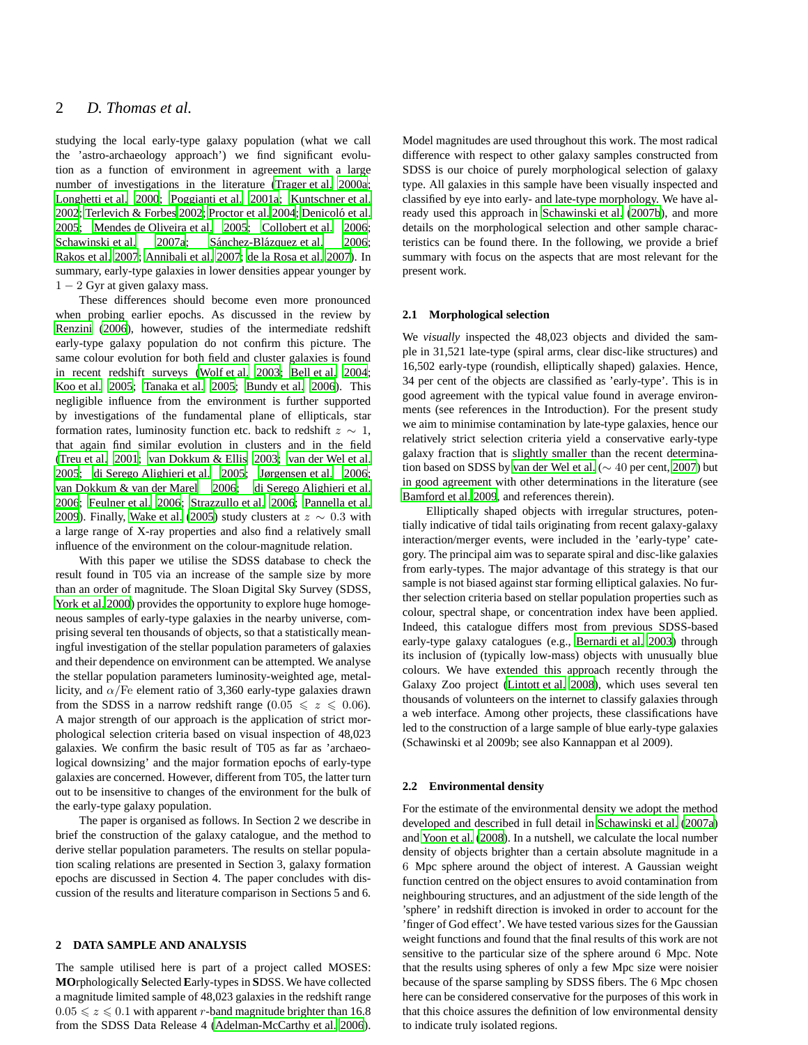studying the local early-type galaxy population (what we call the 'astro-archaeology approach') we find significant evolution as a function of environment in agreement with a large number of investigations in the literature (Trager et al. 2000a; Longhetti et al. 2000; Poggianti et al. 2001a; Kuntschner et al. 2002; Terlevich & Forbes 2002; Proctor et al. 2004; Denicoló et al. 2005; Mendes de Oliveira et al. 2005; Collobert et al. 2006; Schawinski et al. 2007a; Sánchez-Blázquez et al. 2006; Rakos et al. 2007; Annibali et al. 2007; de la Rosa et al. 2007). In summary, early-type galaxies in lower densities appear younger by $1-2$ Gyr at given galaxy mass.

These differences should become even more pronounced when probing earlier epochs. As discussed in the review by Renzini (2006), however, studies of the intermediate redshift early-type galaxy population do not confirm this picture. The same colour evolution for both field and cluster galaxies is found in recent redshift surveys (Wolf et al. 2003; Bell et al. 2004; Koo et al. 2005; Tanaka et al. 2005; Bundy et al. 2006). This negligible influence from the environment is further supported by investigations of the fundamental plane of ellipticals, star formation rates, luminosity function etc. back to redshift $z \sim 1$, that again find similar evolution in clusters and in the field (Treu et al. 2001; van Dokkum & Ellis 2003; van der Wel et al. 2005; di Serego Alighieri et al. 2005; Jørgensen et al. 2006; van Dokkum & van der Marel 2006; di Serego Alighieri et al. 2006; Feulner et al. 2006; Strazzullo et al. 2006; Pannella et al. 2009). Finally, Wake et al. (2005) study clusters at $z \sim 0.3$ with a large range of X-ray properties and also find a relatively small influence of the environment on the colour-magnitude relation.

With this paper we utilise the SDSS database to check the result found in T05 via an increase of the sample size by more than an order of magnitude. The Sloan Digital Sky Survey (SDSS, York et al. 2000) provides the opportunity to explore huge homogeneous samples of early-type galaxies in the nearby universe, comprising several ten thousands of objects, so that a statistically meaningful investigation of the stellar population parameters of galaxies and their dependence on environment can be attempted. We analyse the stellar population parameters luminosity-weighted age, metallicity, and $\alpha/\mathrm{Fe}$ element ratio of 3,360 early-type galaxies drawn from the SDSS in a narrow redshift range ($0.05 \leqslant z \leqslant 0.06$). A major strength of our approach is the application of strict morphological selection criteria based on visual inspection of 48,023 galaxies. We confirm the basic result of T05 as far as 'archaeological downsizing' and the major formation epochs of early-type galaxies are concerned. However, different from T05, the latter turn out to be insensitive to changes of the environment for the bulk of the early-type galaxy population.

The paper is organised as follows. In Section 2 we describe in brief the construction of the galaxy catalogue, and the method to derive stellar population parameters. The results on stellar population scaling relations are presented in Section 3, galaxy formation epochs are discussed in Section 4. The paper concludes with discussion of the results and literature comparison in Sections 5 and 6.

## 2 DATA SAMPLE AND ANALYSIS

The sample utilised here is part of a project called MOSES: **MO**rphologically **S**elected **E**arly-types in **S**DSS. We have collected a magnitude limited sample of 48,023 galaxies in the redshift range $0.05 \leqslant z \leqslant 0.1$ with apparent $r$-band magnitude brighter than 16.8 from the SDSS Data Release 4 (Adelman-McCarthy et al. 2006). Model magnitudes are used throughout this work. The most radical difference with respect to other galaxy samples constructed from SDSS is our choice of purely morphological selection of galaxy type. All galaxies in this sample have been visually inspected and classified by eye into early- and late-type morphology. We have already used this approach in Schawinski et al. (2007b), and more details on the morphological selection and other sample characteristics can be found there. In the following, we provide a brief summary with focus on the aspects that are most relevant for the present work.

### 2.1 Morphological selection

We *visually* inspected the 48,023 objects and divided the sample in 31,521 late-type (spiral arms, clear disc-like structures) and 16,502 early-type (roundish, elliptically shaped) galaxies. Hence, 34 per cent of the objects are classified as 'early-type'. This is in good agreement with the typical value found in average environments (see references in the Introduction). For the present study we aim to minimise contamination by late-type galaxies, hence our relatively strict selection criteria yield a conservative early-type galaxy fraction that is slightly smaller than the recent determination based on SDSS by van der Wel et al. ($\sim 40$ per cent, 2007) but in good agreement with other determinations in the literature (see Bamford et al. 2009, and references therein).

Elliptically shaped objects with irregular structures, potentially indicative of tidal tails originating from recent galaxy-galaxy interaction/merger events, were included in the 'early-type' category. The principal aim was to separate spiral and disc-like galaxies from early-types. The major advantage of this strategy is that our sample is not biased against star forming elliptical galaxies. No further selection criteria based on stellar population properties such as colour, spectral shape, or concentration index have been applied. Indeed, this catalogue differs most from previous SDSS-based early-type galaxy catalogues (e.g., Bernardi et al. 2003) through its inclusion of (typically low-mass) objects with unusually blue colours. We have extended this approach recently through the Galaxy Zoo project (Lintott et al. 2008), which uses several ten thousands of volunteers on the internet to classify galaxies through a web interface. Among other projects, these classifications have led to the construction of a large sample of blue early-type galaxies (Schawinski et al 2009b; see also Kannappan et al 2009).

### 2.2 Environmental density

For the estimate of the environmental density we adopt the method developed and described in full detail in Schawinski et al. (2007a) and Yoon et al. (2008). In a nutshell, we calculate the local number density of objects brighter than a certain absolute magnitude in a 6 Mpc sphere around the object of interest. A Gaussian weight function centred on the object ensures to avoid contamination from neighbouring structures, and an adjustment of the side length of the 'sphere' in redshift direction is invoked in order to account for the 'finger of God effect'. We have tested various sizes for the Gaussian weight functions and found that the final results of this work are not sensitive to the particular size of the sphere around 6 Mpc. Note that the results using spheres of only a few Mpc size were noisier because of the sparse sampling by SDSS fibers. The 6 Mpc chosen here can be considered conservative for the purposes of this work in that this choice assures the definition of low environmental density to indicate truly isolated regions.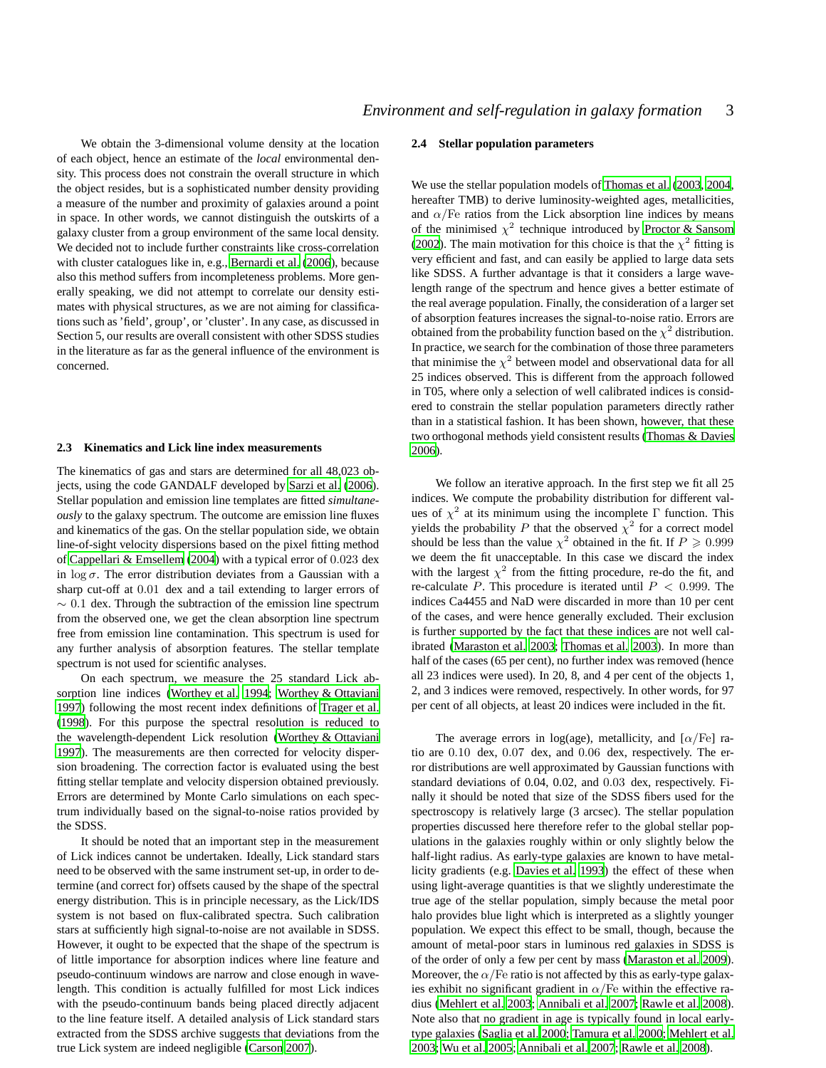We obtain the 3-dimensional volume density at the location of each object, hence an estimate of the *local* environmental density. This process does not constrain the overall structure in which the object resides, but is a sophisticated number density providing a measure of the number and proximity of galaxies around a point in space. In other words, we cannot distinguish the outskirts of a galaxy cluster from a group environment of the same local density. We decided not to include further constraints like cross-correlation with cluster catalogues like in, e.g., Bernardi et al. (2006), because also this method suffers from incompleteness problems. More generally speaking, we did not attempt to correlate our density estimates with physical structures, as we are not aiming for classifications such as 'field', group', or 'cluster'. In any case, as discussed in Section 5, our results are overall consistent with other SDSS studies in the literature as far as the general influence of the environment is concerned.

### 2.3 Kinematics and Lick line index measurements

The kinematics of gas and stars are determined for all 48,023 objects, using the code GANDALF developed by Sarzi et al. (2006). Stellar population and emission line templates are fitted *simultaneously* to the galaxy spectrum. The outcome are emission line fluxes and kinematics of the gas. On the stellar population side, we obtain line-of-sight velocity dispersions based on the pixel fitting method of Cappellari & Emsellem (2004) with a typical error of $0.023$ dex in $\log\sigma$. The error distribution deviates from a Gaussian with a sharp cut-off at $0.01$ dex and a tail extending to larger errors of $\sim 0.1$ dex. Through the subtraction of the emission line spectrum from the observed one, we get the clean absorption line spectrum free from emission line contamination. This spectrum is used for any further analysis of absorption features. The stellar template spectrum is not used for scientific analyses.

On each spectrum, we measure the 25 standard Lick absorption line indices (Worthey et al. 1994; Worthey & Ottaviani 1997) following the most recent index definitions of Trager et al. (1998). For this purpose the spectral resolution is reduced to the wavelength-dependent Lick resolution (Worthey & Ottaviani 1997). The measurements are then corrected for velocity dispersion broadening. The correction factor is evaluated using the best fitting stellar template and velocity dispersion obtained previously. Errors are determined by Monte Carlo simulations on each spectrum individually based on the signal-to-noise ratios provided by the SDSS.

It should be noted that an important step in the measurement of Lick indices cannot be undertaken. Ideally, Lick standard stars need to be observed with the same instrument set-up, in order to determine (and correct for) offsets caused by the shape of the spectral energy distribution. This is in principle necessary, as the Lick/IDS system is not based on flux-calibrated spectra. Such calibration stars at sufficiently high signal-to-noise are not available in SDSS. However, it ought to be expected that the shape of the spectrum is of little importance for absorption indices where line feature and pseudo-continuum windows are narrow and close enough in wavelength. This condition is actually fulfilled for most Lick indices with the pseudo-continuum bands being placed directly adjacent to the line feature itself. A detailed analysis of Lick standard stars extracted from the SDSS archive suggests that deviations from the true Lick system are indeed negligible (Carson 2007).

### 2.4 Stellar population parameters

We use the stellar population models of Thomas et al. (2003, 2004, hereafter TMB) to derive luminosity-weighted ages, metallicities, and $\alpha/\mathrm{Fe}$ ratios from the Lick absorption line indices by means of the minimised $\chi^2$ technique introduced by Proctor & Sansom (2002). The main motivation for this choice is that the $\chi^2$ fitting is very efficient and fast, and can easily be applied to large data sets like SDSS. A further advantage is that it considers a large wavelength range of the spectrum and hence gives a better estimate of the real average population. Finally, the consideration of a larger set of absorption features increases the signal-to-noise ratio. Errors are obtained from the probability function based on the $\chi^2$ distribution. In practice, we search for the combination of those three parameters that minimise the $\chi^2$ between model and observational data for all 25 indices observed. This is different from the approach followed in T05, where only a selection of well calibrated indices is considered to constrain the stellar population parameters directly rather than in a statistical fashion. It has been shown, however, that these two orthogonal methods yield consistent results (Thomas & Davies 2006).

We follow an iterative approach. In the first step we fit all 25 indices. We compute the probability distribution for different values of $\chi^2$ at its minimum using the incomplete $\Gamma$ function. This yields the probability $P$ that the observed $\chi^2$ for a correct model should be less than the value $\chi^2$ obtained in the fit. If $P \geqslant 0.999$ we deem the fit unacceptable. In this case we discard the index with the largest $\chi^2$ from the fitting procedure, re-do the fit, and re-calculate $P$. This procedure is iterated until $P < 0.999$. The indices Ca4455 and NaD were discarded in more than 10 per cent of the cases, and were hence generally excluded. Their exclusion is further supported by the fact that these indices are not well calibrated (Maraston et al. 2003; Thomas et al. 2003). In more than half of the cases (65 per cent), no further index was removed (hence all 23 indices were used). In 20, 8, and 4 per cent of the objects 1, 2, and 3 indices were removed, respectively. In other words, for 97 per cent of all objects, at least 20 indices were included in the fit.

The average errors in log(age), metallicity, and [$\alpha$/Fe] ratio are $0.10$ dex, $0.07$ dex, and $0.06$ dex, respectively. The error distributions are well approximated by Gaussian functions with standard deviations of 0.04, 0.02, and $0.03$ dex, respectively. Finally it should be noted that size of the SDSS fibers used for the spectroscopy is relatively large (3 arcsec). The stellar population properties discussed here therefore refer to the global stellar populations in the galaxies roughly within or only slightly below the half-light radius. As early-type galaxies are known to have metallicity gradients (e.g. Davies et al. 1993) the effect of these when using light-average quantities is that we slightly underestimate the true age of the stellar population, simply because the metal poor halo provides blue light which is interpreted as a slightly younger population. We expect this effect to be small, though, because the amount of metal-poor stars in luminous red galaxies in SDSS is of the order of only a few per cent by mass (Maraston et al. 2009). Moreover, the $\alpha/\mathrm{Fe}$ ratio is not affected by this as early-type galaxies exhibit no significant gradient in $\alpha/\mathrm{Fe}$ within the effective radius (Mehlert et al. 2003; Annibali et al. 2007; Rawle et al. 2008). Note also that no gradient in age is typically found in local early-type galaxies (Saglia et al. 2000; Tamura et al. 2000; Mehlert et al. 2003; Wu et al. 2005; Annibali et al. 2007; Rawle et al. 2008).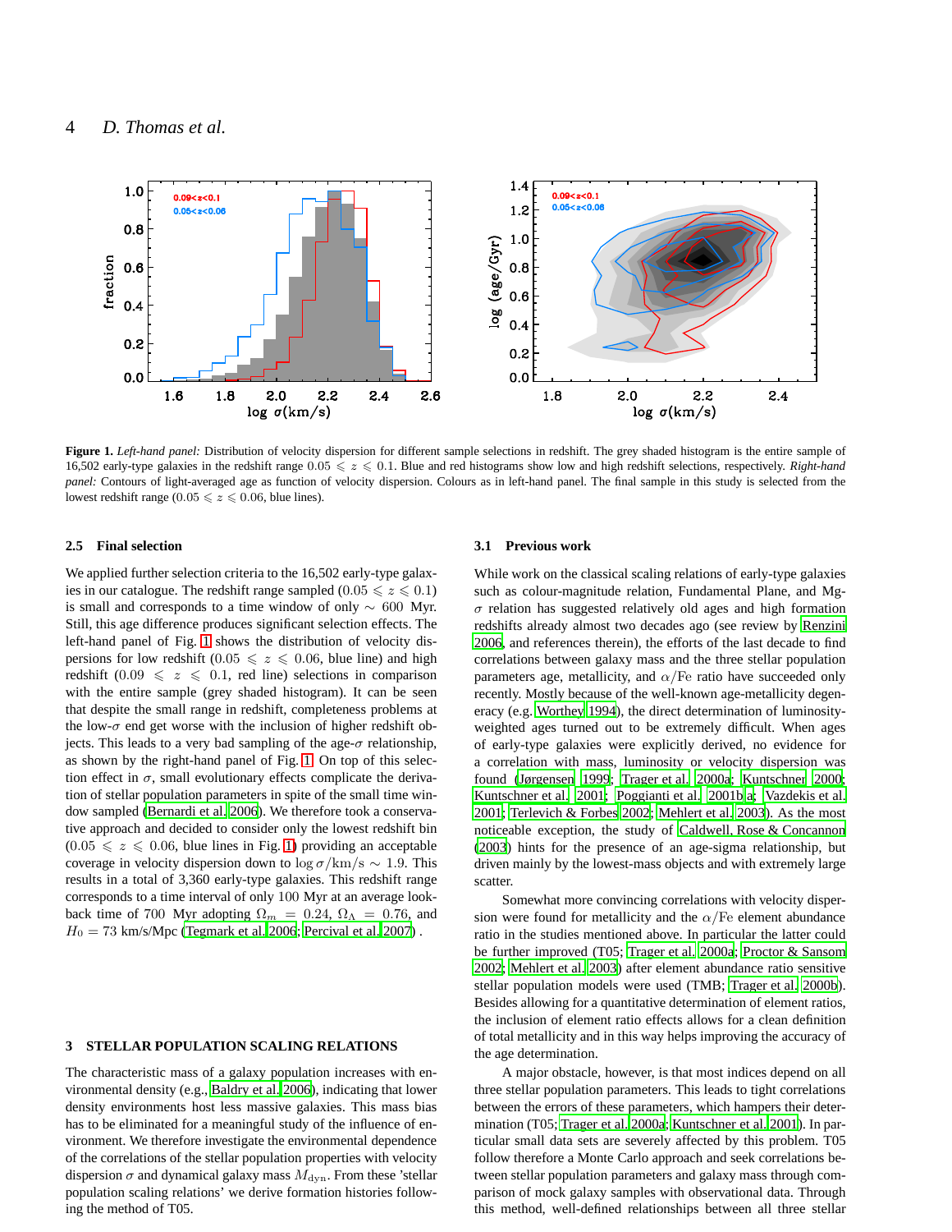**Figure 1.** *Left-hand panel:* Distribution of velocity dispersion for different sample selections in redshift. The grey shaded histogram is the entire sample of 16,502 early-type galaxies in the redshift range $0.05 \leqslant z \leqslant 0.1$. Blue and red histograms show low and high redshift selections, respectively. *Right-hand panel:* Contours of light-averaged age as function of velocity dispersion. Colours as in left-hand panel. The final sample in this study is selected from the lowest redshift range ($0.05 \leqslant z \leqslant 0.06$, blue lines).

### 2.5 Final selection

We applied further selection criteria to the 16,502 early-type galaxies in our catalogue. The redshift range sampled ($0.05 \leqslant z \leqslant 0.1$) is small and corresponds to a time window of only $\sim 600$ Myr. Still, this age difference produces significant selection effects. The left-hand panel of Fig. 1 shows the distribution of velocity dispersions for low redshift ($0.05 \leqslant z \leqslant 0.06$, blue line) and high redshift ($0.09 \leqslant z \leqslant 0.1$, red line) selections in comparison with the entire sample (grey shaded histogram). It can be seen that despite the small range in redshift, completeness problems at the low-$\sigma$ end get worse with the inclusion of higher redshift objects. This leads to a very bad sampling of the age-$\sigma$ relationship, as shown by the right-hand panel of Fig. 1. On top of this selection effect in $\sigma$, small evolutionary effects complicate the derivation of stellar population parameters in spite of the small time window sampled (Bernardi et al. 2006). We therefore took a conservative approach and decided to consider only the lowest redshift bin ($0.05 \leqslant z \leqslant 0.06$, blue lines in Fig. 1) providing an acceptable coverage in velocity dispersion down to $\log\sigma/\mathrm{km/s} \sim 1.9$. This results in a total of 3,360 early-type galaxies. This redshift range corresponds to a time interval of only 100 Myr at an average look-back time of 700 Myr adopting $\Omega_m = 0.24$, $\Omega_\Lambda = 0.76$, and $H_0 = 73$ km/s/Mpc (Tegmark et al. 2006; Percival et al. 2007) .

## 3 STELLAR POPULATION SCALING RELATIONS

The characteristic mass of a galaxy population increases with environmental density (e.g., Baldry et al. 2006), indicating that lower density environments host less massive galaxies. This mass bias has to be eliminated for a meaningful study of the influence of environment. We therefore investigate the environmental dependence of the correlations of the stellar population properties with velocity dispersion $\sigma$ and dynamical galaxy mass $M_{\rm dyn}$. From these 'stellar population scaling relations' we derive formation histories following the method of T05.

### 3.1 Previous work

While work on the classical scaling relations of early-type galaxies such as colour-magnitude relation, Fundamental Plane, and Mg-$\sigma$ relation has suggested relatively old ages and high formation redshifts already almost two decades ago (see review by Renzini 2006, and references therein), the efforts of the last decade to find correlations between galaxy mass and the three stellar population parameters age, metallicity, and $\alpha$/Fe ratio have succeeded only recently. Mostly because of the well-known age-metallicity degeneracy (e.g. Worthey 1994), the direct determination of luminosity-weighted ages turned out to be extremely difficult. When ages of early-type galaxies were explicitly derived, no evidence for a correlation with mass, luminosity or velocity dispersion was found (Jørgensen 1999; Trager et al. 2000a; Kuntschner 2000; Kuntschner et al. 2001; Poggianti et al. 2001b,a; Vazdekis et al. 2001; Terlevich & Forbes 2002; Mehlert et al. 2003). As the most noticeable exception, the study of Caldwell, Rose & Concannon (2003) hints for the presence of an age-sigma relationship, but driven mainly by the lowest-mass objects and with extremely large scatter.

Somewhat more convincing correlations with velocity dispersion were found for metallicity and the $\alpha$/Fe element abundance ratio in the studies mentioned above. In particular the latter could be further improved (T05; Trager et al. 2000a; Proctor & Sansom 2002; Mehlert et al. 2003) after element abundance ratio sensitive stellar population models were used (TMB; Trager et al. 2000b). Besides allowing for a quantitative determination of element ratios, the inclusion of element ratio effects allows for a clean definition of total metallicity and in this way helps improving the accuracy of the age determination.

A major obstacle, however, is that most indices depend on all three stellar population parameters. This leads to tight correlations between the errors of these parameters, which hampers their determination (T05; Trager et al. 2000a; Kuntschner et al. 2001). In particular small data sets are severely affected by this problem. T05 follow therefore a Monte Carlo approach and seek correlations between stellar population parameters and galaxy mass through comparison of mock galaxy samples with observational data. Through this method, well-defined relationships between all three stellar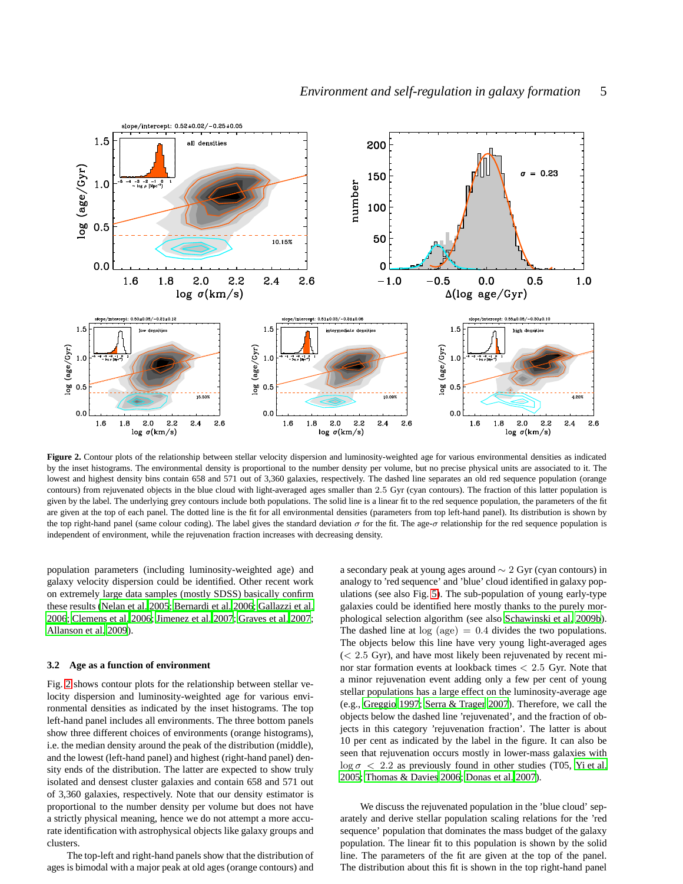**Figure 2.** Contour plots of the relationship between stellar velocity dispersion and luminosity-weighted age for various environmental densities as indicated by the inset histograms. The environmental density is proportional to the number density per volume, but no precise physical units are associated to it. The lowest and highest density bins contain 658 and 571 out of 3,360 galaxies, respectively. The dashed line separates an old red sequence population (orange contours) from rejuvenated objects in the blue cloud with light-averaged ages smaller than 2.5 Gyr (cyan contours). The fraction of this latter population is given by the label. The underlying grey contours include both populations. The solid line is a linear fit to the red sequence population, the parameters of the fit are given at the top of each panel. The dotted line is the fit for all environmental densities (parameters from top left-hand panel). Its distribution is shown by the top right-hand panel (same colour coding). The label gives the standard deviation $\sigma$ for the fit. The age-$\sigma$ relationship for the red sequence population is independent of environment, while the rejuvenation fraction increases with decreasing density.

population parameters (including luminosity-weighted age) and galaxy velocity dispersion could be identified. Other recent work on extremely large data samples (mostly SDSS) basically confirm these results (Nelan et al. 2005; Bernardi et al. 2006; Gallazzi et al. 2006; Clemens et al. 2006; Jimenez et al. 2007; Graves et al. 2007; Allanson et al. 2009).

### 3.2 Age as a function of environment

Fig. 2 shows contour plots for the relationship between stellar velocity dispersion and luminosity-weighted age for various environmental densities as indicated by the inset histograms. The top left-hand panel includes all environments. The three bottom panels show three different choices of environments (orange histograms), i.e. the median density around the peak of the distribution (middle), and the lowest (left-hand panel) and highest (right-hand panel) density ends of the distribution. The latter are expected to show truly isolated and densest cluster galaxies and contain 658 and 571 out of 3,360 galaxies, respectively. Note that our density estimator is proportional to the number density per volume but does not have a strictly physical meaning, hence we do not attempt a more accurate identification with astrophysical objects like galaxy groups and clusters.

The top-left and right-hand panels show that the distribution of ages is bimodal with a major peak at old ages (orange contours) and a secondary peak at young ages around $\sim 2$ Gyr (cyan contours) in analogy to 'red sequence' and 'blue' cloud identified in galaxy populations (see also Fig. 5). The sub-population of young early-type galaxies could be identified here mostly thanks to the purely morphological selection algorithm (see also Schawinski et al. 2009b). The dashed line at $\log\,(\mathrm{age}) = 0.4$ divides the two populations. The objects below this line have very young light-averaged ages ($< 2.5$ Gyr), and have most likely been rejuvenated by recent minor star formation events at lookback times $< 2.5$ Gyr. Note that a minor rejuvenation event adding only a few per cent of young stellar populations has a large effect on the luminosity-average age (e.g., Greggio 1997; Serra & Trager 2007). Therefore, we call the objects below the dashed line 'rejuvenated', and the fraction of objects in this category 'rejuvenation fraction'. The latter is about 10 per cent as indicated by the label in the figure. It can also be seen that rejuvenation occurs mostly in lower-mass galaxies with $\log\sigma < 2.2$ as previously found in other studies (T05, Yi et al. 2005; Thomas & Davies 2006; Donas et al. 2007).

We discuss the rejuvenated population in the 'blue cloud' separately and derive stellar population scaling relations for the 'red sequence' population that dominates the mass budget of the galaxy population. The linear fit to this population is shown by the solid line. The parameters of the fit are given at the top of the panel. The distribution about this fit is shown in the top right-hand panel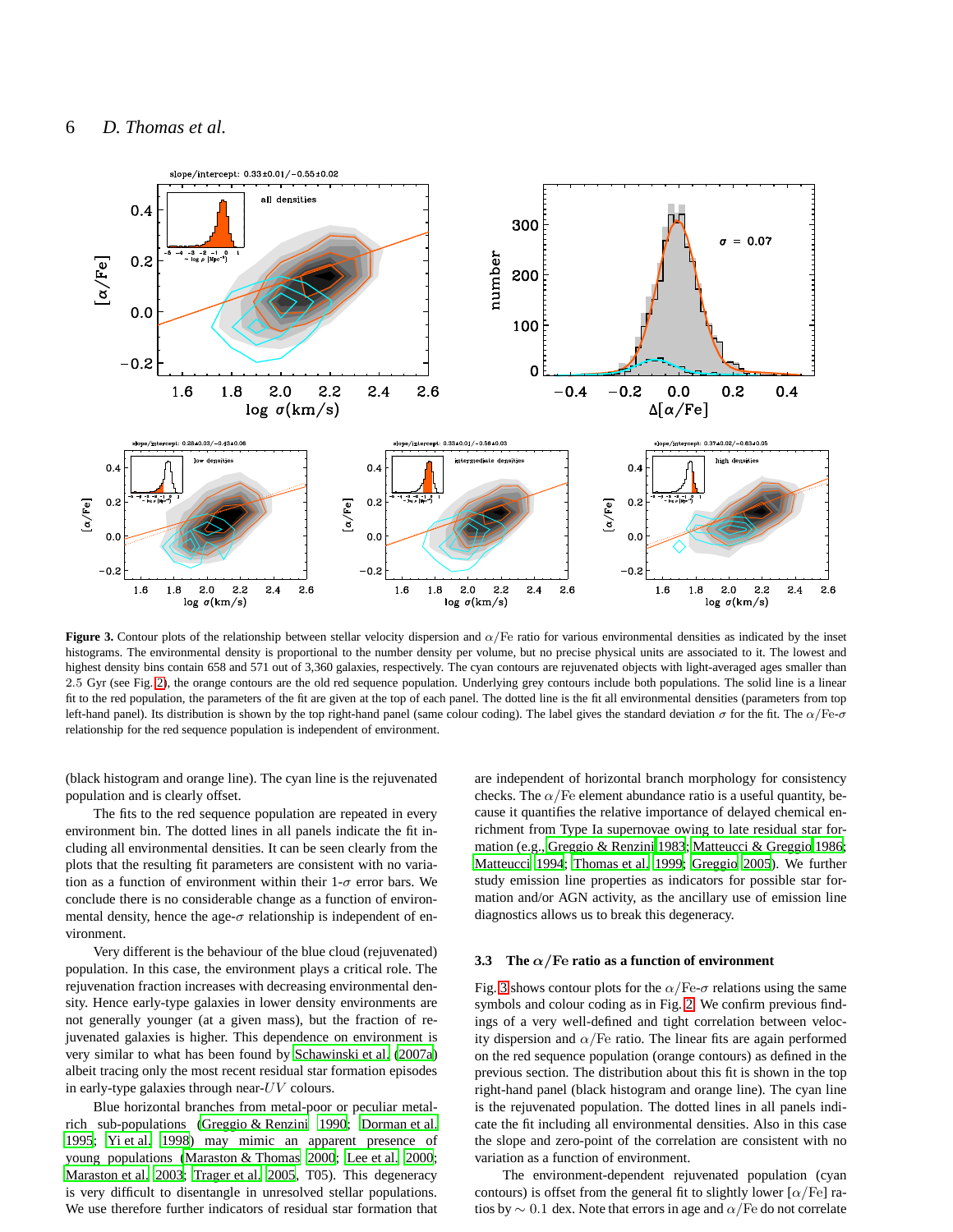**Figure 3.** Contour plots of the relationship between stellar velocity dispersion and $\alpha$/Fe ratio for various environmental densities as indicated by the inset histograms. The environmental density is proportional to the number density per volume, but no precise physical units are associated to it. The lowest and highest density bins contain 658 and 571 out of 3,360 galaxies, respectively. The cyan contours are rejuvenated objects with light-averaged ages smaller than 2.5 Gyr (see Fig. 2), the orange contours are the old red sequence population. Underlying grey contours include both populations. The solid line is a linear fit to the red population, the parameters of the fit are given at the top of each panel. The dotted line is the fit all environmental densities (parameters from top left-hand panel). Its distribution is shown by the top right-hand panel (same colour coding). The label gives the standard deviation $\sigma$ for the fit. The $\alpha$/Fe-$\sigma$ relationship for the red sequence population is independent of environment.

(black histogram and orange line). The cyan line is the rejuvenated population and is clearly offset.

The fits to the red sequence population are repeated in every environment bin. The dotted lines in all panels indicate the fit including all environmental densities. It can be seen clearly from the plots that the resulting fit parameters are consistent with no variation as a function of environment within their 1-$\sigma$ error bars. We conclude there is no considerable change as a function of environmental density, hence the age-$\sigma$ relationship is independent of environment.

Very different is the behaviour of the blue cloud (rejuvenated) population. In this case, the environment plays a critical role. The rejuvenation fraction increases with decreasing environmental density. Hence early-type galaxies in lower density environments are not generally younger (at a given mass), but the fraction of rejuvenated galaxies is higher. This dependence on environment is very similar to what has been found by Schawinski et al. (2007a) albeit tracing only the most recent residual star formation episodes in early-type galaxies through near-$UV$ colours.

Blue horizontal branches from metal-poor or peculiar metal-rich sub-populations (Greggio & Renzini 1990; Dorman et al. 1995; Yi et al. 1998) may mimic an apparent presence of young populations (Maraston & Thomas 2000; Lee et al. 2000; Maraston et al. 2003; Trager et al. 2005, T05). This degeneracy is very difficult to disentangle in unresolved stellar populations. We use therefore further indicators of residual star formation that are independent of horizontal branch morphology for consistency checks. The $\alpha$/Fe element abundance ratio is a useful quantity, because it quantifies the relative importance of delayed chemical enrichment from Type Ia supernovae owing to late residual star formation (e.g., Greggio & Renzini 1983; Matteucci & Greggio 1986; Matteucci 1994; Thomas et al. 1999; Greggio 2005). We further study emission line properties as indicators for possible star formation and/or AGN activity, as the ancillary use of emission line diagnostics allows us to break this degeneracy.

### 3.3 The $\alpha$/Fe ratio as a function of environment

Fig. 3 shows contour plots for the $\alpha$/Fe-$\sigma$ relations using the same symbols and colour coding as in Fig. 2. We confirm previous findings of a very well-defined and tight correlation between velocity dispersion and $\alpha$/Fe ratio. The linear fits are again performed on the red sequence population (orange contours) as defined in the previous section. The distribution about this fit is shown in the top right-hand panel (black histogram and orange line). The cyan line is the rejuvenated population. The dotted lines in all panels indicate the fit including all environmental densities. Also in this case the slope and zero-point of the correlation are consistent with no variation as a function of environment.

The environment-dependent rejuvenated population (cyan contours) is offset from the general fit to slightly lower [$\alpha$/Fe] ratios by $\sim 0.1$ dex. Note that errors in age and $\alpha$/Fe do not correlate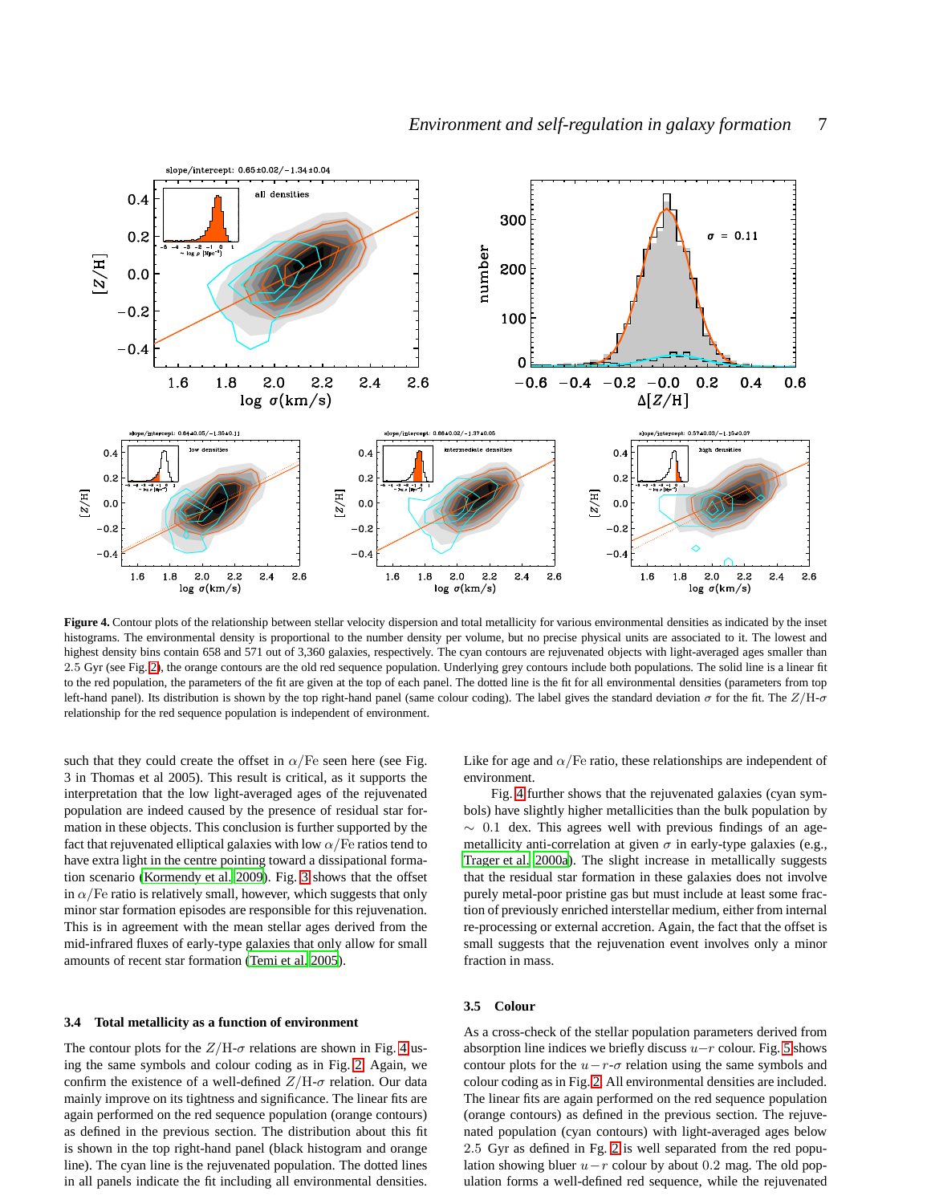**Figure 4.** Contour plots of the relationship between stellar velocity dispersion and total metallicity for various environmental densities as indicated by the inset histograms. The environmental density is proportional to the number density per volume, but no precise physical units are associated to it. The lowest and highest density bins contain 658 and 571 out of 3,360 galaxies, respectively. The cyan contours are rejuvenated objects with light-averaged ages smaller than 2.5 Gyr (see Fig. 2), the orange contours are the old red sequence population. Underlying grey contours include both populations. The solid line is a linear fit to the red population, the parameters of the fit are given at the top of each panel. The dotted line is the fit for all environmental densities (parameters from top left-hand panel). Its distribution is shown by the top right-hand panel (same colour coding). The label gives the standard deviation $\sigma$ for the fit. The $Z/\mathrm{H}$-$\sigma$ relationship for the red sequence population is independent of environment.

such that they could create the offset in $\alpha/\mathrm{Fe}$ seen here (see Fig. 3 in Thomas et al 2005). This result is critical, as it supports the interpretation that the low light-averaged ages of the rejuvenated population are indeed caused by the presence of residual star formation in these objects. This conclusion is further supported by the fact that rejuvenated elliptical galaxies with low $\alpha/\mathrm{Fe}$ ratios tend to have extra light in the centre pointing toward a dissipational formation scenario (Kormendy et al. 2009). Fig. 3 shows that the offset in $\alpha/\mathrm{Fe}$ ratio is relatively small, however, which suggests that only minor star formation episodes are responsible for this rejuvenation. This is in agreement with the mean stellar ages derived from the mid-infrared fluxes of early-type galaxies that only allow for small amounts of recent star formation (Temi et al. 2005).

### 3.4 Total metallicity as a function of environment

The contour plots for the $Z/\mathrm{H}$-$\sigma$ relations are shown in Fig. 4 using the same symbols and colour coding as in Fig. 2. Again, we confirm the existence of a well-defined $Z/\mathrm{H}$-$\sigma$ relation. Our data mainly improve on its tightness and significance. The linear fits are again performed on the red sequence population (orange contours) as defined in the previous section. The distribution about this fit is shown in the top right-hand panel (black histogram and orange line). The cyan line is the rejuvenated population. The dotted lines in all panels indicate the fit including all environmental densities. Like for age and $\alpha/\mathrm{Fe}$ ratio, these relationships are independent of environment.

Fig. 4 further shows that the rejuvenated galaxies (cyan symbols) have slightly higher metallicities than the bulk population by $\sim$ 0.1 dex. This agrees well with previous findings of an age-metallicity anti-correlation at given $\sigma$ in early-type galaxies (e.g., Trager et al. 2000a). The slight increase in metallicity suggests that the residual star formation in these galaxies does not involve purely metal-poor pristine gas but must include at least some fraction of previously enriched interstellar medium, either from internal re-processing or external accretion. Again, the fact that the offset is small suggests that the rejuvenation event involves only a minor fraction in mass.

### 3.5 Colour

As a cross-check of the stellar population parameters derived from absorption line indices we briefly discuss $u-r$ colour. Fig. 5 shows contour plots for the $u-r$-$\sigma$ relation using the same symbols and colour coding as in Fig. 2. All environmental densities are included. The linear fits are again performed on the red sequence population (orange contours) as defined in the previous section. The rejuvenated population (cyan contours) with light-averaged ages below 2.5 Gyr as defined in Fg. 2 is well separated from the red population showing bluer $u-r$ colour by about 0.2 mag. The old population forms a well-defined red sequence, while the rejuvenated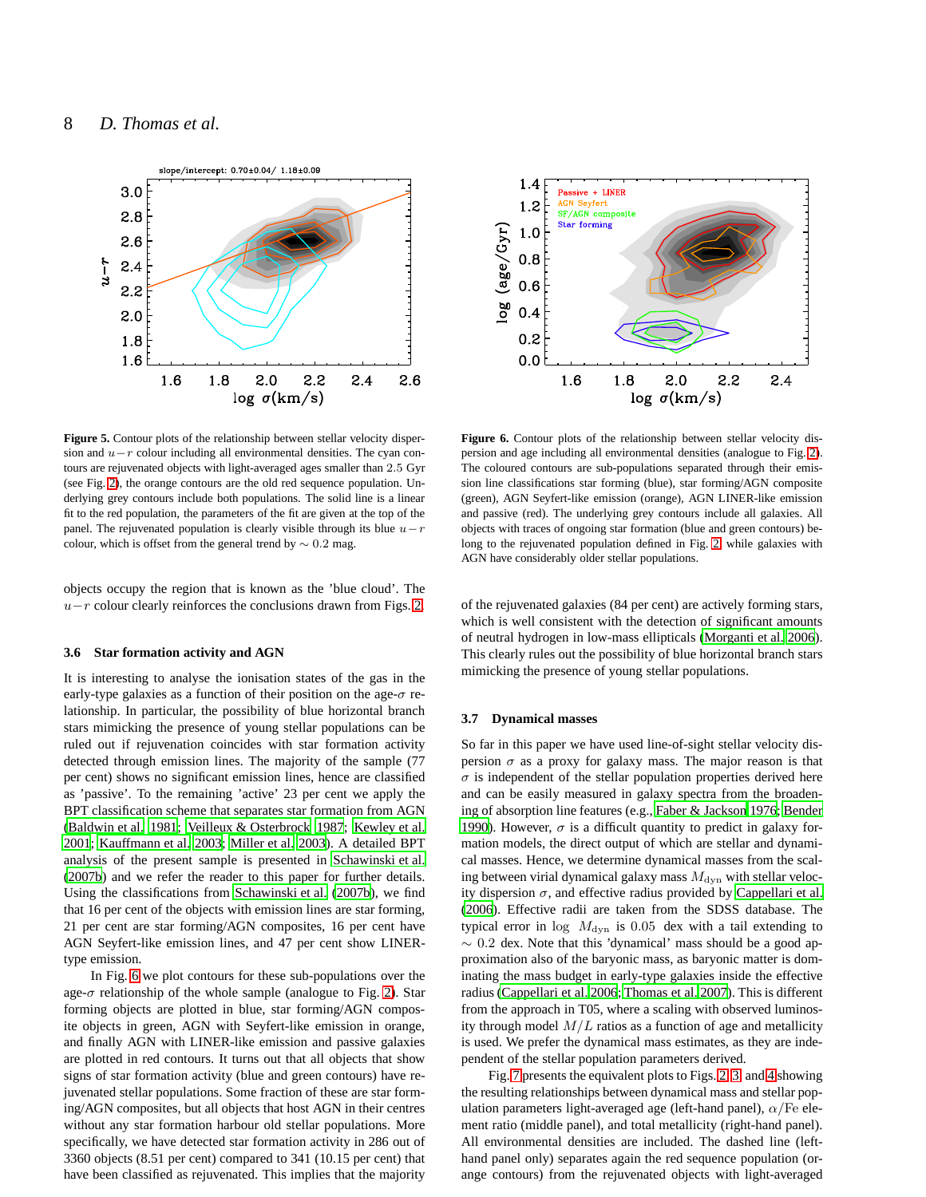**Figure 5.** Contour plots of the relationship between stellar velocity dispersion and $u-r$ colour including all environmental densities. The cyan contours are rejuvenated objects with light-averaged ages smaller than 2.5 Gyr (see Fig. 2), the orange contours are the old red sequence population. Underlying grey contours include both populations. The solid line is a linear fit to the red population, the parameters of the fit are given at the top of the panel. The rejuvenated population is clearly visible through its blue $u-r$ colour, which is offset from the general trend by $\sim 0.2$ mag.

**Figure 6.** Contour plots of the relationship between stellar velocity dispersion and age including all environmental densities (analogue to Fig. 2). The coloured contours are sub-populations separated through their emission line classifications star forming (blue), star forming/AGN composite (green), AGN Seyfert-like emission (orange), AGN LINER-like emission and passive (red). The underlying grey contours include all galaxies. All objects with traces of ongoing star formation (blue and green contours) belong to the rejuvenated population defined in Fig. 2, while galaxies with AGN have considerably older stellar populations.

objects occupy the region that is known as the 'blue cloud'. The $u-r$ colour clearly reinforces the conclusions drawn from Figs. 2.

### 3.6 Star formation activity and AGN

It is interesting to analyse the ionisation states of the gas in the early-type galaxies as a function of their position on the age-$\sigma$ relationship. In particular, the possibility of blue horizontal branch stars mimicking the presence of young stellar populations can be ruled out if rejuvenation coincides with star formation activity detected through emission lines. The majority of the sample (77 per cent) shows no significant emission lines, hence are classified as 'passive'. To the remaining 'active' 23 per cent we apply the BPT classification scheme that separates star formation from AGN (Baldwin et al. 1981; Veilleux & Osterbrock 1987; Kewley et al. 2001; Kauffmann et al. 2003; Miller et al. 2003). A detailed BPT analysis of the present sample is presented in Schawinski et al. (2007b) and we refer the reader to this paper for further details. Using the classifications from Schawinski et al. (2007b), we find that 16 per cent of the objects with emission lines are star forming, 21 per cent are star forming/AGN composites, 16 per cent have AGN Seyfert-like emission lines, and 47 per cent show LINER-type emission.

In Fig. 6 we plot contours for these sub-populations over the age-$\sigma$ relationship of the whole sample (analogue to Fig. 2). Star forming objects are plotted in blue, star forming/AGN composite objects in green, AGN with Seyfert-like emission in orange, and finally AGN with LINER-like emission and passive galaxies are plotted in red contours. It turns out that all objects that show signs of star formation activity (blue and green contours) have rejuvenated stellar populations. Some fraction of these are star forming/AGN composites, but all objects that host AGN in their centres without any star formation harbour old stellar populations. More specifically, we have detected star formation activity in 286 out of 3360 objects (8.51 per cent) compared to 341 (10.15 per cent) that have been classified as rejuvenated. This implies that the majority of the rejuvenated galaxies (84 per cent) are actively forming stars, which is well consistent with the detection of significant amounts of neutral hydrogen in low-mass ellipticals (Morganti et al. 2006). This clearly rules out the possibility of blue horizontal branch stars mimicking the presence of young stellar populations.

### 3.7 Dynamical masses

So far in this paper we have used line-of-sight stellar velocity dispersion $\sigma$ as a proxy for galaxy mass. The major reason is that $\sigma$ is independent of the stellar population properties derived here and can be easily measured in galaxy spectra from the broadening of absorption line features (e.g., Faber & Jackson 1976; Bender 1990). However, $\sigma$ is a difficult quantity to predict in galaxy formation models, the direct output of which are stellar and dynamical masses. Hence, we determine dynamical masses from the scaling between virial dynamical galaxy mass $M_{\rm dyn}$ with stellar velocity dispersion $\sigma$, and effective radius provided by Cappellari et al. (2006). Effective radii are taken from the SDSS database. The typical error in $\log\ M_{\rm dyn}$ is 0.05 dex with a tail extending to $\sim 0.2$ dex. Note that this 'dynamical' mass should be a good approximation also of the baryonic mass, as baryonic matter is dominating the mass budget in early-type galaxies inside the effective radius (Cappellari et al. 2006; Thomas et al. 2007). This is different from the approach in T05, where a scaling with observed luminosity through model $M/L$ ratios as a function of age and metallicity is used. We prefer the dynamical mass estimates, as they are independent of the stellar population parameters derived.

Fig. 7 presents the equivalent plots to Figs. 2, 3, and 4 showing the resulting relationships between dynamical mass and stellar population parameters light-averaged age (left-hand panel), $\alpha$/Fe element ratio (middle panel), and total metallicity (right-hand panel). All environmental densities are included. The dashed line (left-hand panel only) separates again the red sequence population (orange contours) from the rejuvenated objects with light-averaged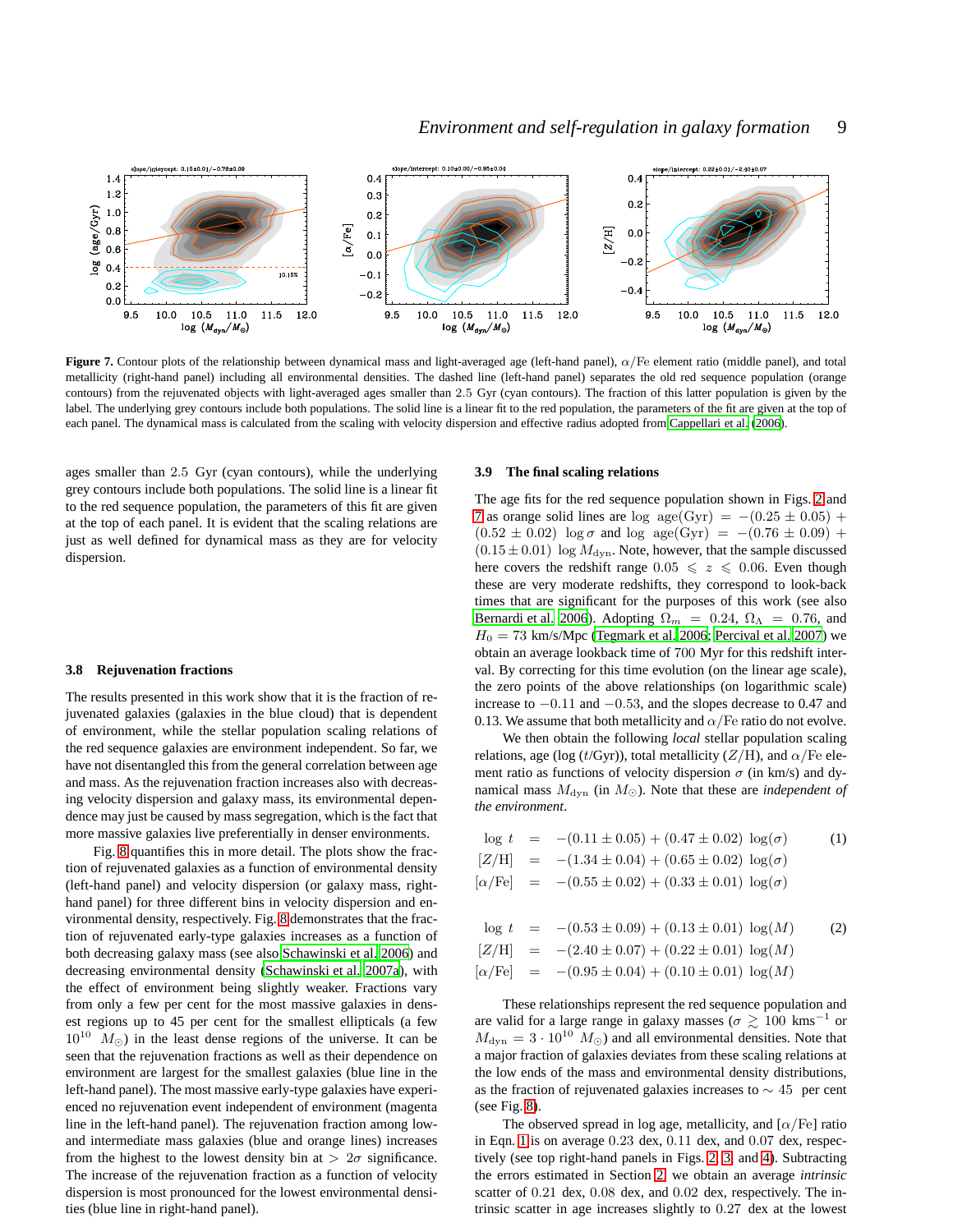**Figure 7.** Contour plots of the relationship between dynamical mass and light-averaged age (left-hand panel), $\alpha$/Fe element ratio (middle panel), and total metallicity (right-hand panel) including all environmental densities. The dashed line (left-hand panel) separates the old red sequence population (orange contours) from the rejuvenated objects with light-averaged ages smaller than 2.5 Gyr (cyan contours). The fraction of this latter population is given by the label. The underlying grey contours include both populations. The solid line is a linear fit to the red population, the parameters of the fit are given at the top of each panel. The dynamical mass is calculated from the scaling with velocity dispersion and effective radius adopted from Cappellari et al. (2006).

ages smaller than 2.5 Gyr (cyan contours), while the underlying grey contours include both populations. The solid line is a linear fit to the red sequence population, the parameters of this fit are given at the top of each panel. It is evident that the scaling relations are just as well defined for dynamical mass as they are for velocity dispersion.

### 3.8 Rejuvenation fractions

The results presented in this work show that it is the fraction of rejuvenated galaxies (galaxies in the blue cloud) that is dependent of environment, while the stellar population scaling relations of the red sequence galaxies are environment independent. So far, we have not disentangled this from the general correlation between age and mass. As the rejuvenation fraction increases also with decreasing velocity dispersion and galaxy mass, its environmental dependence may just be caused by mass segregation, which is the fact that more massive galaxies live preferentially in denser environments.

Fig. 8 quantifies this in more detail. The plots show the fraction of rejuvenated galaxies as a function of environmental density (left-hand panel) and velocity dispersion (or galaxy mass, right-hand panel) for three different bins in velocity dispersion and environmental density, respectively. Fig. 8 demonstrates that the fraction of rejuvenated early-type galaxies increases as a function of both decreasing galaxy mass (see also Schawinski et al. 2006) and decreasing environmental density (Schawinski et al. 2007a), with the effect of environment being slightly weaker. Fractions vary from only a few per cent for the most massive galaxies in densest regions up to 45 per cent for the smallest ellipticals (a few $10^{10}\ M_{\odot}$) in the least dense regions of the universe. It can be seen that the rejuvenation fractions as well as their dependence on environment are largest for the smallest galaxies (blue line in the left-hand panel). The most massive early-type galaxies have experienced no rejuvenation event independent of environment (magenta line in the left-hand panel). The rejuvenation fraction among low- and intermediate mass galaxies (blue and orange lines) increases from the highest to the lowest density bin at $> 2\sigma$ significance. The increase of the rejuvenation fraction as a function of velocity dispersion is most pronounced for the lowest environmental densities (blue line in right-hand panel).

### 3.9 The final scaling relations

The age fits for the red sequence population shown in Figs. 2 and 7 as orange solid lines are $\log\ \mathrm{age(Gyr)} = -(0.25 \pm 0.05) + (0.52 \pm 0.02)\ \log \sigma$ and $\log\ \mathrm{age(Gyr)} = -(0.76 \pm 0.09) + (0.15 \pm 0.01)\ \log M_{\rm dyn}$. Note, however, that the sample discussed here covers the redshift range $0.05 \leqslant z \leqslant 0.06$. Even though these are very moderate redshifts, they correspond to look-back times that are significant for the purposes of this work (see also Bernardi et al. 2006). Adopting $\Omega_m = 0.24$, $\Omega_\Lambda = 0.76$, and $H_0 = 73$ km/s/Mpc (Tegmark et al. 2006; Percival et al. 2007) we obtain an average lookback time of 700 Myr for this redshift interval. By correcting for this time evolution (on the linear age scale), the zero points of the above relationships (on logarithmic scale) increase to $-0.11$ and $-0.53$, and the slopes decrease to 0.47 and 0.13. We assume that both metallicity and $\alpha$/Fe ratio do not evolve.

We then obtain the following *local* stellar population scaling relations, age ($\log\ (t/\mathrm{Gyr})$), total metallicity ($Z$/H), and $\alpha$/Fe element ratio as functions of velocity dispersion $\sigma$ (in km/s) and dynamical mass $M_{\rm dyn}$ (in $M_{\odot}$). Note that these are *independent of the environment*.

$$
\begin{aligned}
\log\ t &= -(0.11 \pm 0.05) + (0.47 \pm 0.02)\ \log(\sigma) \\
[Z/\mathrm{H}] &= -(1.34 \pm 0.04) + (0.65 \pm 0.02)\ \log(\sigma) \\
[\alpha/\mathrm{Fe}] &= -(0.55 \pm 0.02) + (0.33 \pm 0.01)\ \log(\sigma)
\end{aligned}
\tag{1}
$$

$$
\begin{aligned}
\log\ t &= -(0.53 \pm 0.09) + (0.13 \pm 0.01)\ \log(M) \\
[Z/\mathrm{H}] &= -(2.40 \pm 0.07) + (0.22 \pm 0.01)\ \log(M) \\
[\alpha/\mathrm{Fe}] &= -(0.95 \pm 0.04) + (0.10 \pm 0.01)\ \log(M)
\end{aligned}
\tag{2}
$$

These relationships represent the red sequence population and are valid for a large range in galaxy masses ($\sigma \gtrsim 100$ kms$^{-1}$ or $M_{\rm dyn} = 3 \cdot 10^{10}\ M_{\odot}$) and all environmental densities. Note that a major fraction of galaxies deviates from these scaling relations at the low ends of the mass and environmental density distributions, as the fraction of rejuvenated galaxies increases to $\sim 45$ per cent (see Fig. 8).

The observed spread in log age, metallicity, and [$\alpha$/Fe] ratio in Eqn. 1 is on average 0.23 dex, 0.11 dex, and 0.07 dex, respectively (see top right-hand panels in Figs. 2, 3, and 4). Subtracting the errors estimated in Section 2 we obtain an average *intrinsic* scatter of 0.21 dex, 0.08 dex, and 0.02 dex, respectively. The intrinsic scatter in age increases slightly to 0.27 dex at the lowest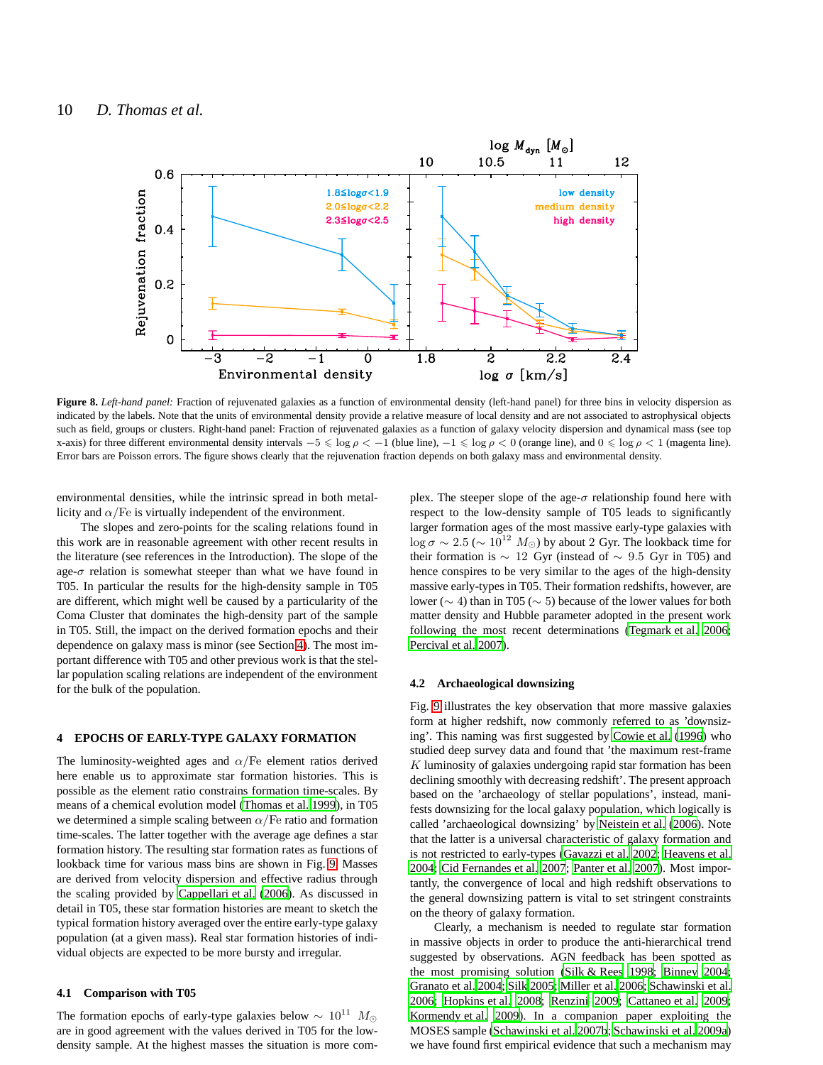**Figure 8.** *Left-hand panel:* Fraction of rejuvenated galaxies as a function of environmental density (left-hand panel) for three bins in velocity dispersion as indicated by the labels. Note that the units of environmental density provide a relative measure of local density and are not associated to astrophysical objects such as field, groups or clusters. Right-hand panel: Fraction of rejuvenated galaxies as a function of galaxy velocity dispersion and dynamical mass (see top x-axis) for three different environmental density intervals $-5 \leqslant \log\rho < -1$ (blue line), $-1 \leqslant \log\rho < 0$ (orange line), and $0 \leqslant \log\rho < 1$ (magenta line). Error bars are Poisson errors. The figure shows clearly that the rejuvenation fraction depends on both galaxy mass and environmental density.

environmental densities, while the intrinsic spread in both metallicity and $\alpha$/Fe is virtually independent of the environment.

The slopes and zero-points for the scaling relations found in this work are in reasonable agreement with other recent results in the literature (see references in the Introduction). The slope of the age-$\sigma$ relation is somewhat steeper than what we have found in T05. In particular the results for the high-density sample in T05 are different, which might well be caused by a particularity of the Coma Cluster that dominates the high-density part of the sample in T05. Still, the impact on the derived formation epochs and their dependence on galaxy mass is minor (see Section 4). The most important difference with T05 and other previous work is that the stellar population scaling relations are independent of the environment for the bulk of the population.

## 4 EPOCHS OF EARLY-TYPE GALAXY FORMATION

The luminosity-weighted ages and $\alpha$/Fe element ratios derived here enable us to approximate star formation histories. This is possible as the element ratio constrains formation time-scales. By means of a chemical evolution model (Thomas et al. 1999), in T05 we determined a simple scaling between $\alpha$/Fe ratio and formation time-scales. The latter together with the average age defines a star formation history. The resulting star formation rates as functions of lookback time for various mass bins are shown in Fig. 9. Masses are derived from velocity dispersion and effective radius through the scaling provided by Cappellari et al. (2006). As discussed in detail in T05, these star formation histories are meant to sketch the typical formation history averaged over the entire early-type galaxy population (at a given mass). Real star formation histories of individual objects are expected to be more bursty and irregular.

### 4.1 Comparison with T05

The formation epochs of early-type galaxies below $\sim 10^{11}\ M_{\odot}$ are in good agreement with the values derived in T05 for the low-density sample. At the highest masses the situation is more complex. The steeper slope of the age-$\sigma$ relationship found here with respect to the low-density sample of T05 leads to significantly larger formation ages of the most massive early-type galaxies with $\log\sigma \sim 2.5$ ($\sim 10^{12}\ M_{\odot}$) by about 2 Gyr. The lookback time for their formation is $\sim$ 12 Gyr (instead of $\sim 9.5$ Gyr in T05) and hence conspires to be very similar to the ages of the high-density massive early-types in T05. Their formation redshifts, however, are lower ($\sim 4$) than in T05 ($\sim 5$) because of the lower values for both matter density and Hubble parameter adopted in the present work following the most recent determinations (Tegmark et al. 2006; Percival et al. 2007).

### 4.2 Archaeological downsizing

Fig. 9 illustrates the key observation that more massive galaxies form at higher redshift, now commonly referred to as 'downsizing'. This naming was first suggested by Cowie et al. (1996) who studied deep survey data and found that 'the maximum rest-frame $K$ luminosity of galaxies undergoing rapid star formation has been declining smoothly with decreasing redshift'. The present approach based on the 'archaeology of stellar populations', instead, manifests downsizing for the local galaxy population, which logically is called 'archaeological downsizing' by Neistein et al. (2006). Note that the latter is a universal characteristic of galaxy formation and is not restricted to early-types (Gavazzi et al. 2002; Heavens et al. 2004; Cid Fernandes et al. 2007; Panter et al. 2007). Most importantly, the convergence of local and high redshift observations to the general downsizing pattern is vital to set stringent constraints on the theory of galaxy formation.

Clearly, a mechanism is needed to regulate star formation in massive objects in order to produce the anti-hierarchical trend suggested by observations. AGN feedback has been spotted as the most promising solution (Silk & Rees 1998; Binney 2004; Granato et al. 2004; Silk 2005; Miller et al. 2006; Schawinski et al. 2006; Hopkins et al. 2008; Renzini 2009; Cattaneo et al. 2009; Kormendy et al. 2009). In a companion paper exploiting the MOSES sample (Schawinski et al. 2007b; Schawinski et al. 2009a) we have found first empirical evidence that such a mechanism may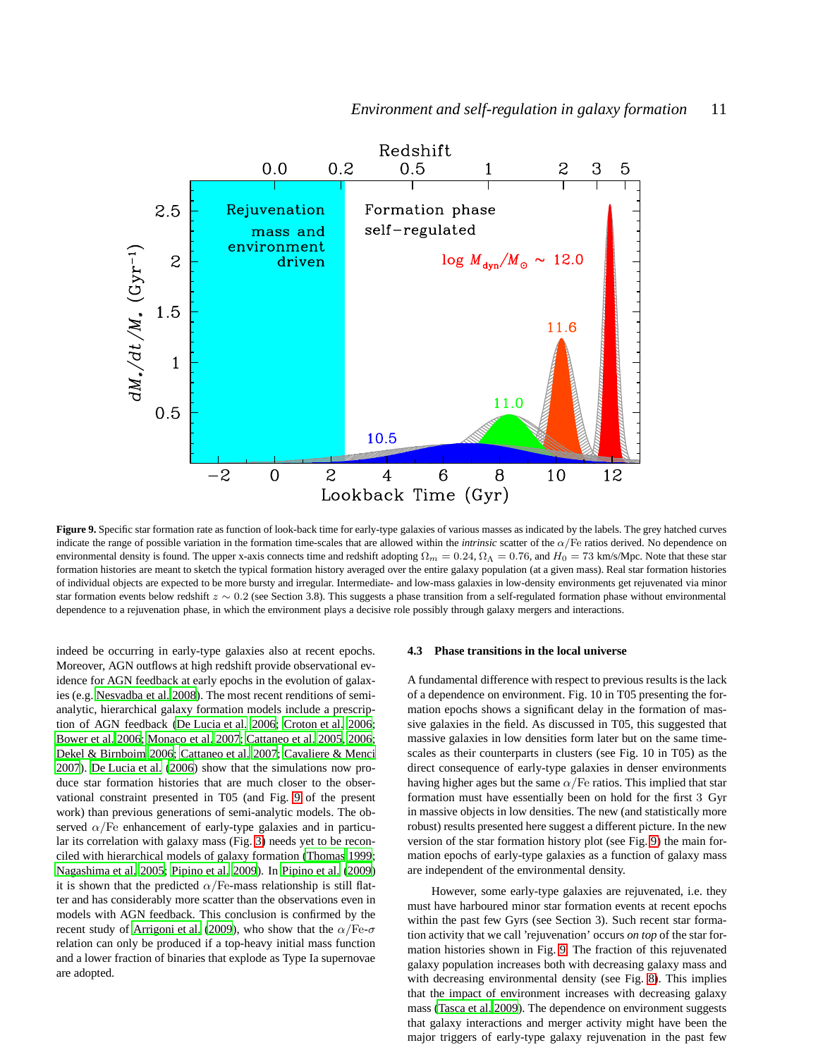**Figure 9.** Specific star formation rate as function of look-back time for early-type galaxies of various masses as indicated by the labels. The grey hatched curves indicate the range of possible variation in the formation time-scales that are allowed within the *intrinsic* scatter of the $\alpha$/Fe ratios derived. No dependence on environmental density is found. The upper x-axis connects time and redshift adopting $\Omega_m = 0.24$, $\Omega_\Lambda = 0.76$, and $H_0 = 73$ km/s/Mpc. Note that these star formation histories are meant to sketch the typical formation history averaged over the entire galaxy population (at a given mass). Real star formation histories of individual objects are expected to be more bursty and irregular. Intermediate- and low-mass galaxies in low-density environments get rejuvenated via minor star formation events below redshift $z \sim 0.2$ (see Section 3.8). This suggests a phase transition from a self-regulated formation phase without environmental dependence to a rejuvenation phase, in which the environment plays a decisive role possibly through galaxy mergers and interactions.

indeed be occurring in early-type galaxies also at recent epochs. Moreover, AGN outflows at high redshift provide observational evidence for AGN feedback at early epochs in the evolution of galaxies (e.g. Nesvadba et al. 2008). The most recent renditions of semi-analytic, hierarchical galaxy formation models include a prescription of AGN feedback (De Lucia et al. 2006; Croton et al. 2006; Bower et al. 2006; Monaco et al. 2007; Cattaneo et al. 2005, 2006; Dekel & Birnboim 2006; Cattaneo et al. 2007; Cavaliere & Menci 2007). De Lucia et al. (2006) show that the simulations now produce star formation histories that are much closer to the observational constraint presented in T05 (and Fig. 9 of the present work) than previous generations of semi-analytic models. The observed $\alpha$/Fe enhancement of early-type galaxies and in particular its correlation with galaxy mass (Fig. 3) needs yet to be reconciled with hierarchical models of galaxy formation (Thomas 1999; Nagashima et al. 2005; Pipino et al. 2009). In Pipino et al. (2009) it is shown that the predicted $\alpha$/Fe-mass relationship is still flatter and has considerably more scatter than the observations even in models with AGN feedback. This conclusion is confirmed by the recent study of Arrigoni et al. (2009), who show that the $\alpha$/Fe-$\sigma$ relation can only be produced if a top-heavy initial mass function and a lower fraction of binaries that explode as Type Ia supernovae are adopted.

### 4.3 Phase transitions in the local universe

A fundamental difference with respect to previous results is the lack of a dependence on environment. Fig. 10 in T05 presenting the formation epochs shows a significant delay in the formation of massive galaxies in the field. As discussed in T05, this suggested that massive galaxies in low densities form later but on the same time-scales as their counterparts in clusters (see Fig. 10 in T05) as the direct consequence of early-type galaxies in denser environments having higher ages but the same $\alpha$/Fe ratios. This implied that star formation must have essentially been on hold for the first 3 Gyr in massive objects in low densities. The new (and statistically more robust) results presented here suggest a different picture. In the new version of the star formation history plot (see Fig. 9) the main formation epochs of early-type galaxies as a function of galaxy mass are independent of the environmental density.

However, some early-type galaxies are rejuvenated, i.e. they must have harboured minor star formation events at recent epochs within the past few Gyrs (see Section 3). Such recent star formation activity that we call 'rejuvenation' occurs *on top* of the star formation histories shown in Fig. 9. The fraction of this rejuvenated galaxy population increases both with decreasing galaxy mass and with decreasing environmental density (see Fig. 8). This implies that the impact of environment increases with decreasing galaxy mass (Tasca et al. 2009). The dependence on environment suggests that galaxy interactions and merger activity might have been the major triggers of early-type galaxy rejuvenation in the past few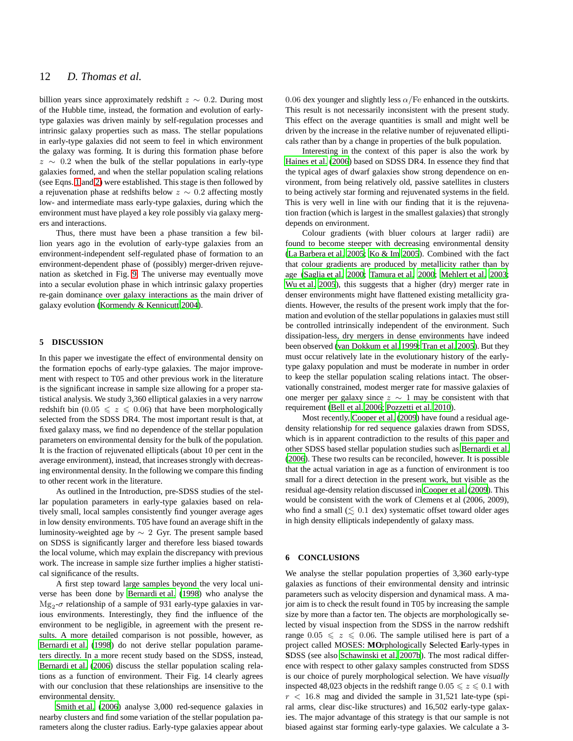billion years since approximately redshift $z \sim 0.2$. During most of the Hubble time, instead, the formation and evolution of early-type galaxies was driven mainly by self-regulation processes and intrinsic galaxy properties such as mass. The stellar populations in early-type galaxies did not seem to feel in which environment the galaxy was forming. It is during this formation phase before $z \sim 0.2$ when the bulk of the stellar populations in early-type galaxies formed, and when the stellar population scaling relations (see Eqns. 1 and 2) were established. This stage is then followed by a rejuvenation phase at redshifts below $z \sim 0.2$ affecting mostly low- and intermediate mass early-type galaxies, during which the environment must have played a key role possibly via galaxy mergers and interactions.

Thus, there must have been a phase transition a few billion years ago in the evolution of early-type galaxies from an environment-independent self-regulated phase of formation to an environment-dependent phase of (possibly) merger-driven rejuvenation as sketched in Fig. 9. The universe may eventually move into a secular evolution phase in which intrinsic galaxy properties re-gain dominance over galaxy interactions as the main driver of galaxy evolution (Kormendy & Kennicutt 2004).

## 5 DISCUSSION

In this paper we investigate the effect of environmental density on the formation epochs of early-type galaxies. The major improvement with respect to T05 and other previous work in the literature is the significant increase in sample size allowing for a proper statistical analysis. We study 3,360 elliptical galaxies in a very narrow redshift bin ($0.05 \leqslant z \leqslant 0.06$) that have been morphologically selected from the SDSS DR4. The most important result is that, at fixed galaxy mass, we find no dependence of the stellar population parameters on environmental density for the bulk of the population. It is the fraction of rejuvenated ellipticals (about 10 per cent in the average environment), instead, that increases strongly with decreasing environmental density. In the following we compare this finding to other recent work in the literature.

As outlined in the Introduction, pre-SDSS studies of the stellar population parameters in early-type galaxies based on relatively small, local samples consistently find younger average ages in low density environments. T05 have found an average shift in the luminosity-weighted age by $\sim 2$ Gyr. The present sample based on SDSS is significantly larger and therefore less biased towards the local volume, which may explain the discrepancy with previous work. The increase in sample size further implies a higher statistical significance of the results.

A first step toward large samples beyond the very local universe has been done by Bernardi et al. (1998) who analyse the $\mathrm{Mg}_2$-$\sigma$ relationship of a sample of 931 early-type galaxies in various environments. Interestingly, they find the influence of the environment to be negligible, in agreement with the present results. A more detailed comparison is not possible, however, as Bernardi et al. (1998) do not derive stellar population parameters directly. In a more recent study based on the SDSS, instead, Bernardi et al. (2006) discuss the stellar population scaling relations as a function of environment. Their Fig. 14 clearly agrees with our conclusion that these relationships are insensitive to the environmental density.

Smith et al. (2006) analyse 3,000 red-sequence galaxies in nearby clusters and find some variation of the stellar population parameters along the cluster radius. Early-type galaxies appear about 0.06 dex younger and slightly less $\alpha/\mathrm{Fe}$ enhanced in the outskirts. This result is not necessarily inconsistent with the present study. This effect on the average quantities is small and might well be driven by the increase in the relative number of rejuvenated ellipticals rather than by a change in properties of the bulk population.

Interesting in the context of this paper is also the work by Haines et al. (2006) based on SDSS DR4. In essence they find that the typical ages of dwarf galaxies show strong dependence on environment, from being relatively old, passive satellites in clusters to being actively star forming and rejuvenated systems in the field. This is very well in line with our finding that it is the rejuvenation fraction (which is largest in the smallest galaxies) that strongly depends on environment.

Colour gradients (with bluer colours at larger radii) are found to become steeper with decreasing environmental density (La Barbera et al. 2005; Ko & Im 2005). Combined with the fact that colour gradients are produced by metallicity rather than by age (Saglia et al. 2000; Tamura et al. 2000; Mehlert et al. 2003; Wu et al. 2005), this suggests that a higher (dry) merger rate in denser environments might have flattened existing metallicity gradients. However, the results of the present work imply that the formation and evolution of the stellar populations in galaxies must still be controlled intrinsically independent of the environment. Such dissipation-less, dry mergers in dense environments have indeed been observed (van Dokkum et al. 1999; Tran et al. 2005). But they must occur relatively late in the evolutionary history of the early-type galaxy population and must be moderate in number in order to keep the stellar population scaling relations intact. The observationally constrained, modest merger rate for massive galaxies of one merger per galaxy since $z \sim 1$ may be consistent with that requirement (Bell et al. 2006; Pozzetti et al. 2010).

Most recently, Cooper et al. (2009) have found a residual age-density relationship for red sequence galaxies drawn from SDSS, which is in apparent contradiction to the results of this paper and other SDSS based stellar population studies such as Bernardi et al. (2006). These two results can be reconciled, however. It is possible that the actual variation in age as a function of environment is too small for a direct detection in the present work, but visible as the residual age-density relation discussed in Cooper et al. (2009). This would be consistent with the work of Clemens et al (2006, 2009), who find a small ($\lesssim 0.1$ dex) systematic offset toward older ages in high density ellipticals independently of galaxy mass.

## 6 CONCLUSIONS

We analyse the stellar population properties of 3,360 early-type galaxies as functions of their environmental density and intrinsic parameters such as velocity dispersion and dynamical mass. A major aim is to check the result found in T05 by increasing the sample size by more than a factor ten. The objects are morphologically selected by visual inspection from the SDSS in the narrow redshift range $0.05 \leqslant z \leqslant 0.06$. The sample utilised here is part of a project called MOSES: **MO**rphologically **S**elected **E**arly-types in **S**DSS (see also Schawinski et al. 2007b). The most radical difference with respect to other galaxy samples constructed from SDSS is our choice of purely morphological selection. We have *visually* inspected 48,023 objects in the redshift range $0.05 \leqslant z \leqslant 0.1$ with $r < 16.8$ mag and divided the sample in 31,521 late-type (spiral arms, clear disc-like structures) and 16,502 early-type galaxies. The major advantage of this strategy is that our sample is not biased against star forming early-type galaxies. We calculate a 3-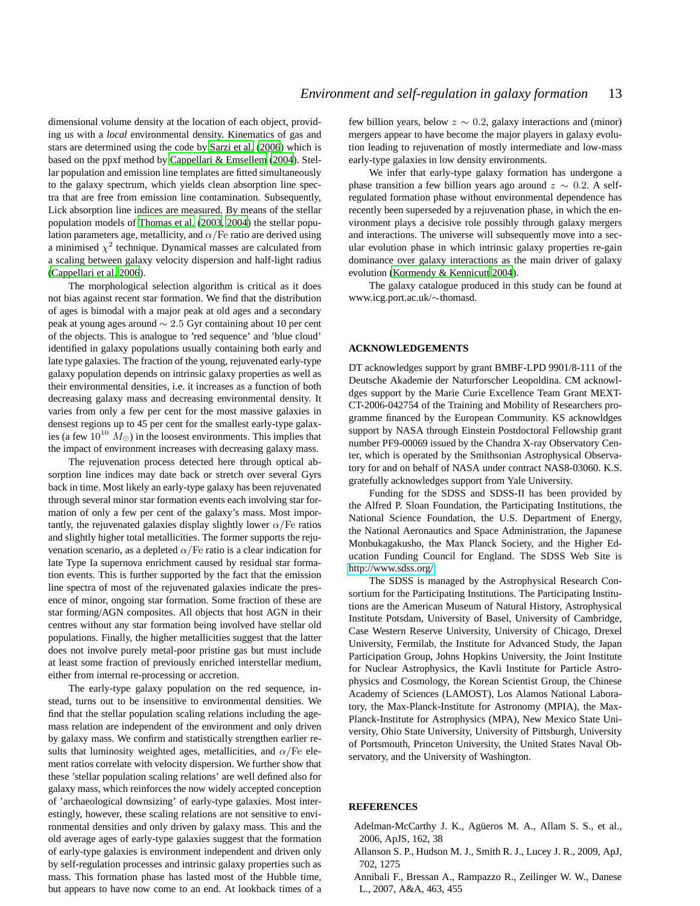dimensional volume density at the location of each object, providing us with a *local* environmental density. Kinematics of gas and stars are determined using the code by Sarzi et al. (2006) which is based on the ppxf method by Cappellari & Emsellem (2004). Stellar population and emission line templates are fitted simultaneously to the galaxy spectrum, which yields clean absorption line spectra that are free from emission line contamination. Subsequently, Lick absorption line indices are measured. By means of the stellar population models of Thomas et al. (2003, 2004) the stellar population parameters age, metallicity, and $\alpha/\mathrm{Fe}$ ratio are derived using a minimised $\chi^2$ technique. Dynamical masses are calculated from a scaling between galaxy velocity dispersion and half-light radius (Cappellari et al. 2006).

The morphological selection algorithm is critical as it does not bias against recent star formation. We find that the distribution of ages is bimodal with a major peak at old ages and a secondary peak at young ages around $\sim 2.5$ Gyr containing about 10 per cent of the objects. This is analogue to 'red sequence' and 'blue cloud' identified in galaxy populations usually containing both early and late type galaxies. The fraction of the young, rejuvenated early-type galaxy population depends on intrinsic galaxy properties as well as their environmental densities, i.e. it increases as a function of both decreasing galaxy mass and decreasing environmental density. It varies from only a few per cent for the most massive galaxies in densest regions up to 45 per cent for the smallest early-type galaxies (a few $10^{10}\ M_{\odot}$) in the loosest environments. This implies that the impact of environment increases with decreasing galaxy mass.

The rejuvenation process detected here through optical absorption line indices may date back or stretch over several Gyrs back in time. Most likely an early-type galaxy has been rejuvenated through several minor star formation events each involving star formation of only a few per cent of the galaxy's mass. Most importantly, the rejuvenated galaxies display slightly lower $\alpha/\mathrm{Fe}$ ratios and slightly higher total metallicities. The former supports the rejuvenation scenario, as a depleted $\alpha/\mathrm{Fe}$ ratio is a clear indication for late Type Ia supernova enrichment caused by residual star formation events. This is further supported by the fact that the emission line spectra of most of the rejuvenated galaxies indicate the presence of minor, ongoing star formation. Some fraction of these are star forming/AGN composites. All objects that host AGN in their centres without any star formation being involved have stellar old populations. Finally, the higher metallicities suggest that the latter does not involve purely metal-poor pristine gas but must include at least some fraction of previously enriched interstellar medium, either from internal re-processing or accretion.

The early-type galaxy population on the red sequence, instead, turns out to be insensitive to environmental densities. We find that the stellar population scaling relations including the age-mass relation are independent of the environment and only driven by galaxy mass. We confirm and statistically strengthen earlier results that luminosity weighted ages, metallicities, and $\alpha/\mathrm{Fe}$ element ratios correlate with velocity dispersion. We further show that these 'stellar population scaling relations' are well defined also for galaxy mass, which reinforces the now widely accepted conception of 'archaeological downsizing' of early-type galaxies. Most interestingly, however, these scaling relations are not sensitive to environmental densities and only driven by galaxy mass. This and the old average ages of early-type galaxies suggest that the formation of early-type galaxies is environment independent and driven only by self-regulation processes and intrinsic galaxy properties such as mass. This formation phase has lasted most of the Hubble time, but appears to have now come to an end. At lookback times of a few billion years, below $z \sim 0.2$, galaxy interactions and (minor) mergers appear to have become the major players in galaxy evolution leading to rejuvenation of mostly intermediate and low-mass early-type galaxies in low density environments.

We infer that early-type galaxy formation has undergone a phase transition a few billion years ago around $z \sim 0.2$. A self-regulated formation phase without environmental dependence has recently been superseded by a rejuvenation phase, in which the environment plays a decisive role possibly through galaxy mergers and interactions. The universe will subsequently move into a secular evolution phase in which intrinsic galaxy properties re-gain dominance over galaxy interactions as the main driver of galaxy evolution (Kormendy & Kennicutt 2004).

The galaxy catalogue produced in this study can be found at www.icg.port.ac.uk/∼thomasd.

## ACKNOWLEDGEMENTS

DT acknowledges support by grant BMBF-LPD 9901/8-111 of the Deutsche Akademie der Naturforscher Leopoldina. CM acknowldges support by the Marie Curie Excellence Team Grant MEXT-CT-2006-042754 of the Training and Mobility of Researchers programme financed by the European Community. KS acknowldges support by NASA through Einstein Postdoctoral Fellowship grant number PF9-00069 issued by the Chandra X-ray Observatory Center, which is operated by the Smithsonian Astrophysical Observatory for and on behalf of NASA under contract NAS8-03060. K.S. gratefully acknowledges support from Yale University.

Funding for the SDSS and SDSS-II has been provided by the Alfred P. Sloan Foundation, the Participating Institutions, the National Science Foundation, the U.S. Department of Energy, the National Aeronautics and Space Administration, the Japanese Monbukagakusho, the Max Planck Society, and the Higher Education Funding Council for England. The SDSS Web Site is http://www.sdss.org/.

The SDSS is managed by the Astrophysical Research Consortium for the Participating Institutions. The Participating Institutions are the American Museum of Natural History, Astrophysical Institute Potsdam, University of Basel, University of Cambridge, Case Western Reserve University, University of Chicago, Drexel University, Fermilab, the Institute for Advanced Study, the Japan Participation Group, Johns Hopkins University, the Joint Institute for Nuclear Astrophysics, the Kavli Institute for Particle Astrophysics and Cosmology, the Korean Scientist Group, the Chinese Academy of Sciences (LAMOST), Los Alamos National Laboratory, the Max-Planck-Institute for Astronomy (MPIA), the Max-Planck-Institute for Astrophysics (MPA), New Mexico State University, Ohio State University, University of Pittsburgh, University of Portsmouth, Princeton University, the United States Naval Observatory, and the University of Washington.

## REFERENCES

Adelman-McCarthy J. K., Agüeros M. A., Allam S. S., et al., 2006, ApJS, 162, 38

Allanson S. P., Hudson M. J., Smith R. J., Lucey J. R., 2009, ApJ, 702, 1275

Annibali F., Bressan A., Rampazzo R., Zeilinger W. W., Danese L., 2007, A&A, 463, 455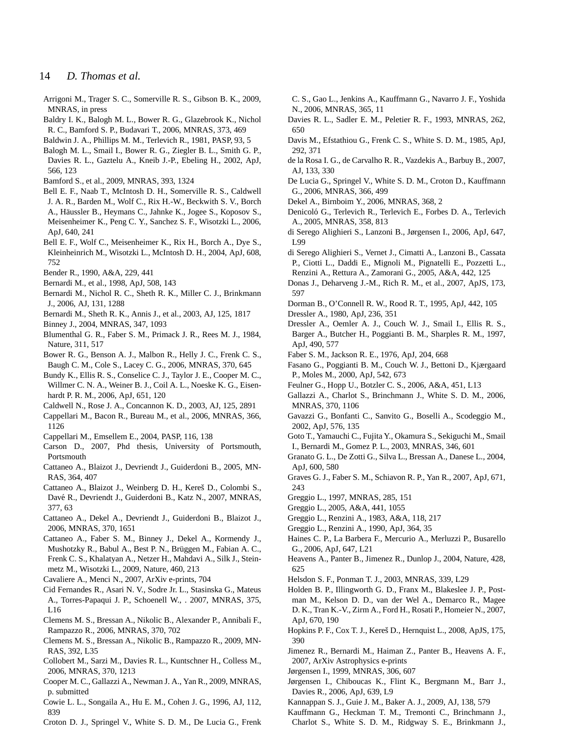Arrigoni M., Trager S. C., Somerville R. S., Gibson B. K., 2009, MNRAS, in press

Baldry I. K., Balogh M. L., Bower R. G., Glazebrook K., Nichol R. C., Bamford S. P., Budavari T., 2006, MNRAS, 373, 469

Baldwin J. A., Phillips M. M., Terlevich R., 1981, PASP, 93, 5

Balogh M. L., Smail I., Bower R. G., Ziegler B. L., Smith G. P., Davies R. L., Gaztelu A., Kneib J.-P., Ebeling H., 2002, ApJ, 566, 123

Bamford S., et al., 2009, MNRAS, 393, 1324

Bell E. F., Naab T., McIntosh D. H., Somerville R. S., Caldwell J. A. R., Barden M., Wolf C., Rix H.-W., Beckwith S. V., Borch A., Häussler B., Heymans C., Jahnke K., Jogee S., Koposov S., Meisenheimer K., Peng C. Y., Sanchez S. F., Wisotzki L., 2006, ApJ, 640, 241

Bell E. F., Wolf C., Meisenheimer K., Rix H., Borch A., Dye S., Kleinheinrich M., Wisotzki L., McIntosh D. H., 2004, ApJ, 608, 752

Bender R., 1990, A&A, 229, 441

Bernardi M., et al., 1998, ApJ, 508, 143

Bernardi M., Nichol R. C., Sheth R. K., Miller C. J., Brinkmann J., 2006, AJ, 131, 1288

Bernardi M., Sheth R. K., Annis J., et al., 2003, AJ, 125, 1817

Binney J., 2004, MNRAS, 347, 1093

Blumenthal G. R., Faber S. M., Primack J. R., Rees M. J., 1984, Nature, 311, 517

Bower R. G., Benson A. J., Malbon R., Helly J. C., Frenk C. S., Baugh C. M., Cole S., Lacey C. G., 2006, MNRAS, 370, 645

Bundy K., Ellis R. S., Conselice C. J., Taylor J. E., Cooper M. C., Willmer C. N. A., Weiner B. J., Coil A. L., Noeske K. G., Eisenhardt P. R. M., 2006, ApJ, 651, 120

Caldwell N., Rose J. A., Concannon K. D., 2003, AJ, 125, 2891

Cappellari M., Bacon R., Bureau M., et al., 2006, MNRAS, 366, 1126

Cappellari M., Emsellem E., 2004, PASP, 116, 138

Carson D., 2007, Phd thesis, University of Portsmouth, Portsmouth

Cattaneo A., Blaizot J., Devriendt J., Guiderdoni B., 2005, MNRAS, 364, 407

Cattaneo A., Blaizot J., Weinberg D. H., Kereš D., Colombi S., Davé R., Devriendt J., Guiderdoni B., Katz N., 2007, MNRAS, 377, 63

Cattaneo A., Dekel A., Devriendt J., Guiderdoni B., Blaizot J., 2006, MNRAS, 370, 1651

Cattaneo A., Faber S. M., Binney J., Dekel A., Kormendy J., Mushotzky R., Babul A., Best P. N., Brüggen M., Fabian A. C., Frenk C. S., Khalatyan A., Netzer H., Mahdavi A., Silk J., Steinmetz M., Wisotzki L., 2009, Nature, 460, 213

Cavaliere A., Menci N., 2007, ArXiv e-prints, 704

Cid Fernandes R., Asari N. V., Sodre Jr. L., Stasinska G., Mateus A., Torres-Papaqui J. P., Schoenell W., . 2007, MNRAS, 375, L16

Clemens M. S., Bressan A., Nikolic B., Alexander P., Annibali F., Rampazzo R., 2006, MNRAS, 370, 702

Clemens M. S., Bressan A., Nikolic B., Rampazzo R., 2009, MNRAS, 392, L35

Collobert M., Sarzi M., Davies R. L., Kuntschner H., Colless M., 2006, MNRAS, 370, 1213

Cooper M. C., Gallazzi A., Newman J. A., Yan R., 2009, MNRAS, p. submitted

Cowie L. L., Songaila A., Hu E. M., Cohen J. G., 1996, AJ, 112, 839

Croton D. J., Springel V., White S. D. M., De Lucia G., Frenk C. S., Gao L., Jenkins A., Kauffmann G., Navarro J. F., Yoshida N., 2006, MNRAS, 365, 11

Davies R. L., Sadler E. M., Peletier R. F., 1993, MNRAS, 262, 650

Davis M., Efstathiou G., Frenk C. S., White S. D. M., 1985, ApJ, 292, 371

de la Rosa I. G., de Carvalho R. R., Vazdekis A., Barbuy B., 2007, AJ, 133, 330

De Lucia G., Springel V., White S. D. M., Croton D., Kauffmann G., 2006, MNRAS, 366, 499

Dekel A., Birnboim Y., 2006, MNRAS, 368, 2

Denicoló G., Terlevich R., Terlevich E., Forbes D. A., Terlevich A., 2005, MNRAS, 358, 813

di Serego Alighieri S., Lanzoni B., Jørgensen I., 2006, ApJ, 647, L99

di Serego Alighieri S., Vernet J., Cimatti A., Lanzoni B., Cassata P., Ciotti L., Daddi E., Mignoli M., Pignatelli E., Pozzetti L., Renzini A., Rettura A., Zamorani G., 2005, A&A, 442, 125

Donas J., Deharveng J.-M., Rich R. M., et al., 2007, ApJS, 173, 597

Dorman B., O'Connell R. W., Rood R. T., 1995, ApJ, 442, 105

Dressler A., 1980, ApJ, 236, 351

Dressler A., Oemler A. J., Couch W. J., Smail I., Ellis R. S., Barger A., Butcher H., Poggianti B. M., Sharples R. M., 1997, ApJ, 490, 577

Faber S. M., Jackson R. E., 1976, ApJ, 204, 668

Fasano G., Poggianti B. M., Couch W. J., Bettoni D., Kjærgaard P., Moles M., 2000, ApJ, 542, 673

Feulner G., Hopp U., Botzler C. S., 2006, A&A, 451, L13

Gallazzi A., Charlot S., Brinchmann J., White S. D. M., 2006, MNRAS, 370, 1106

Gavazzi G., Bonfanti C., Sanvito G., Boselli A., Scodeggio M., 2002, ApJ, 576, 135

Goto T., Yamauchi C., Fujita Y., Okamura S., Sekiguchi M., Smail I., Bernardi M., Gomez P. L., 2003, MNRAS, 346, 601

Granato G. L., De Zotti G., Silva L., Bressan A., Danese L., 2004, ApJ, 600, 580

Graves G. J., Faber S. M., Schiavon R. P., Yan R., 2007, ApJ, 671, 243

Greggio L., 1997, MNRAS, 285, 151

Greggio L., 2005, A&A, 441, 1055

Greggio L., Renzini A., 1983, A&A, 118, 217

Greggio L., Renzini A., 1990, ApJ, 364, 35

Haines C. P., La Barbera F., Mercurio A., Merluzzi P., Busarello G., 2006, ApJ, 647, L21

Heavens A., Panter B., Jimenez R., Dunlop J., 2004, Nature, 428, 625

Helsdon S. F., Ponman T. J., 2003, MNRAS, 339, L29

Holden B. P., Illingworth G. D., Franx M., Blakeslee J. P., Postman M., Kelson D. D., van der Wel A., Demarco R., Magee D. K., Tran K.-V., Zirm A., Ford H., Rosati P., Homeier N., 2007, ApJ, 670, 190

Hopkins P. F., Cox T. J., Kereš D., Hernquist L., 2008, ApJS, 175, 390

Jimenez R., Bernardi M., Haiman Z., Panter B., Heavens A. F., 2007, ArXiv Astrophysics e-prints

Jørgensen I., 1999, MNRAS, 306, 607

Jørgensen I., Chiboucas K., Flint K., Bergmann M., Barr J., Davies R., 2006, ApJ, 639, L9

Kannappan S. J., Guie J. M., Baker A. J., 2009, AJ, 138, 579

Kauffmann G., Heckman T. M., Tremonti C., Brinchmann J., Charlot S., White S. D. M., Ridgway S. E., Brinkmann J.,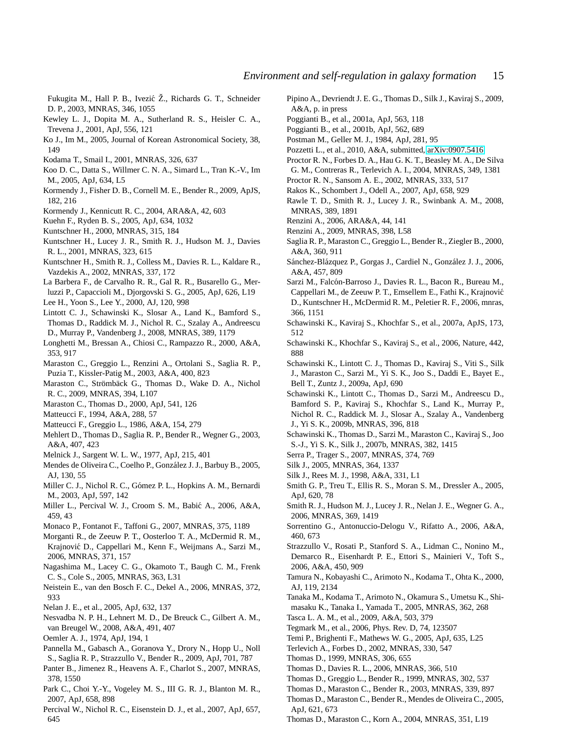Fukugita M., Hall P. B., Ivezić Ž., Richards G. T., Schneider D. P., 2003, MNRAS, 346, 1055

Kewley L. J., Dopita M. A., Sutherland R. S., Heisler C. A., Trevena J., 2001, ApJ, 556, 121

Ko J., Im M., 2005, Journal of Korean Astronomical Society, 38, 149

Kodama T., Smail I., 2001, MNRAS, 326, 637

Koo D. C., Datta S., Willmer C. N. A., Simard L., Tran K.-V., Im M., 2005, ApJ, 634, L5

Kormendy J., Fisher D. B., Cornell M. E., Bender R., 2009, ApJS, 182, 216

Kormendy J., Kennicutt R. C., 2004, ARA&A, 42, 603

Kuehn F., Ryden B. S., 2005, ApJ, 634, 1032

Kuntschner H., 2000, MNRAS, 315, 184

Kuntschner H., Lucey J. R., Smith R. J., Hudson M. J., Davies R. L., 2001, MNRAS, 323, 615

Kuntschner H., Smith R. J., Colless M., Davies R. L., Kaldare R., Vazdekis A., 2002, MNRAS, 337, 172

La Barbera F., de Carvalho R. R., Gal R. R., Busarello G., Merluzzi P., Capaccioli M., Djorgovski S. G., 2005, ApJ, 626, L19

Lee H., Yoon S., Lee Y., 2000, AJ, 120, 998

Lintott C. J., Schawinski K., Slosar A., Land K., Bamford S., Thomas D., Raddick M. J., Nichol R. C., Szalay A., Andreescu D., Murray P., Vandenberg J., 2008, MNRAS, 389, 1179

Longhetti M., Bressan A., Chiosi C., Rampazzo R., 2000, A&A, 353, 917

Maraston C., Greggio L., Renzini A., Ortolani S., Saglia R. P., Puzia T., Kissler-Patig M., 2003, A&A, 400, 823

Maraston C., Strömbäck G., Thomas D., Wake D. A., Nichol R. C., 2009, MNRAS, 394, L107

Maraston C., Thomas D., 2000, ApJ, 541, 126

Matteucci F., 1994, A&A, 288, 57

Matteucci F., Greggio L., 1986, A&A, 154, 279

Mehlert D., Thomas D., Saglia R. P., Bender R., Wegner G., 2003, A&A, 407, 423

Melnick J., Sargent W. L. W., 1977, ApJ, 215, 401

Mendes de Oliveira C., Coelho P., González J. J., Barbuy B., 2005, AJ, 130, 55

Miller C. J., Nichol R. C., Gómez P. L., Hopkins A. M., Bernardi M., 2003, ApJ, 597, 142

Miller L., Percival W. J., Croom S. M., Babić A., 2006, A&A, 459, 43

Monaco P., Fontanot F., Taffoni G., 2007, MNRAS, 375, 1189

Morganti R., de Zeeuw P. T., Oosterloo T. A., McDermid R. M., Krajnović D., Cappellari M., Kenn F., Weijmans A., Sarzi M., 2006, MNRAS, 371, 157

Nagashima M., Lacey C. G., Okamoto T., Baugh C. M., Frenk C. S., Cole S., 2005, MNRAS, 363, L31

Neistein E., van den Bosch F. C., Dekel A., 2006, MNRAS, 372, 933

Nelan J. E., et al., 2005, ApJ, 632, 137

Nesvadba N. P. H., Lehnert M. D., De Breuck C., Gilbert A. M., van Breugel W., 2008, A&A, 491, 407

Oemler A. J., 1974, ApJ, 194, 1

Pannella M., Gabasch A., Goranova Y., Drory N., Hopp U., Noll S., Saglia R. P., Strazzullo V., Bender R., 2009, ApJ, 701, 787

Panter B., Jimenez R., Heavens A. F., Charlot S., 2007, MNRAS, 378, 1550

Park C., Choi Y.-Y., Vogeley M. S., III G. R. J., Blanton M. R., 2007, ApJ, 658, 898

Percival W., Nichol R. C., Eisenstein D. J., et al., 2007, ApJ, 657, 645

Pipino A., Devriendt J. E. G., Thomas D., Silk J., Kaviraj S., 2009, A&A, p. in press

Poggianti B., et al., 2001a, ApJ, 563, 118

Poggianti B., et al., 2001b, ApJ, 562, 689

Postman M., Geller M. J., 1984, ApJ, 281, 95

Pozzetti L., et al., 2010, A&A, submitted, arXiv:0907.5416

Proctor R. N., Forbes D. A., Hau G. K. T., Beasley M. A., De Silva G. M., Contreras R., Terlevich A. I., 2004, MNRAS, 349, 1381

Proctor R. N., Sansom A. E., 2002, MNRAS, 333, 517

Rakos K., Schombert J., Odell A., 2007, ApJ, 658, 929

Rawle T. D., Smith R. J., Lucey J. R., Swinbank A. M., 2008, MNRAS, 389, 1891

Renzini A., 2006, ARA&A, 44, 141

Renzini A., 2009, MNRAS, 398, L58

Saglia R. P., Maraston C., Greggio L., Bender R., Ziegler B., 2000, A&A, 360, 911

Sánchez-Blázquez P., Gorgas J., Cardiel N., González J. J., 2006, A&A, 457, 809

Sarzi M., Falcón-Barroso J., Davies R. L., Bacon R., Bureau M., Cappellari M., de Zeeuw P. T., Emsellem E., Fathi K., Krajnović D., Kuntschner H., McDermid R. M., Peletier R. F., 2006, mnras, 366, 1151

Schawinski K., Kaviraj S., Khochfar S., et al., 2007a, ApJS, 173, 512

Schawinski K., Khochfar S., Kaviraj S., et al., 2006, Nature, 442, 888

Schawinski K., Lintott C. J., Thomas D., Kaviraj S., Viti S., Silk J., Maraston C., Sarzi M., Yi S. K., Joo S., Daddi E., Bayet E., Bell T., Zuntz J., 2009a, ApJ, 690

Schawinski K., Lintott C., Thomas D., Sarzi M., Andreescu D., Bamford S. P., Kaviraj S., Khochfar S., Land K., Murray P., Nichol R. C., Raddick M. J., Slosar A., Szalay A., Vandenberg J., Yi S. K., 2009b, MNRAS, 396, 818

Schawinski K., Thomas D., Sarzi M., Maraston C., Kaviraj S., Joo S.-J., Yi S. K., Silk J., 2007b, MNRAS, 382, 1415

Serra P., Trager S., 2007, MNRAS, 374, 769

Silk J., 2005, MNRAS, 364, 1337

Silk J., Rees M. J., 1998, A&A, 331, L1

Smith G. P., Treu T., Ellis R. S., Moran S. M., Dressler A., 2005, ApJ, 620, 78

Smith R. J., Hudson M. J., Lucey J. R., Nelan J. E., Wegner G. A., 2006, MNRAS, 369, 1419

Sorrentino G., Antonuccio-Delogu V., Rifatto A., 2006, A&A, 460, 673

Strazzullo V., Rosati P., Stanford S. A., Lidman C., Nonino M., Demarco R., Eisenhardt P. E., Ettori S., Mainieri V., Toft S., 2006, A&A, 450, 909

Tamura N., Kobayashi C., Arimoto N., Kodama T., Ohta K., 2000, AJ, 119, 2134

Tanaka M., Kodama T., Arimoto N., Okamura S., Umetsu K., Shimasaku K., Tanaka I., Yamada T., 2005, MNRAS, 362, 268

Tasca L. A. M., et al., 2009, A&A, 503, 379

Tegmark M., et al., 2006, Phys. Rev. D, 74, 123507

Temi P., Brighenti F., Mathews W. G., 2005, ApJ, 635, L25

Terlevich A., Forbes D., 2002, MNRAS, 330, 547

Thomas D., 1999, MNRAS, 306, 655

Thomas D., Davies R. L., 2006, MNRAS, 366, 510

Thomas D., Greggio L., Bender R., 1999, MNRAS, 302, 537

Thomas D., Maraston C., Bender R., 2003, MNRAS, 339, 897

Thomas D., Maraston C., Bender R., Mendes de Oliveira C., 2005, ApJ, 621, 673

Thomas D., Maraston C., Korn A., 2004, MNRAS, 351, L19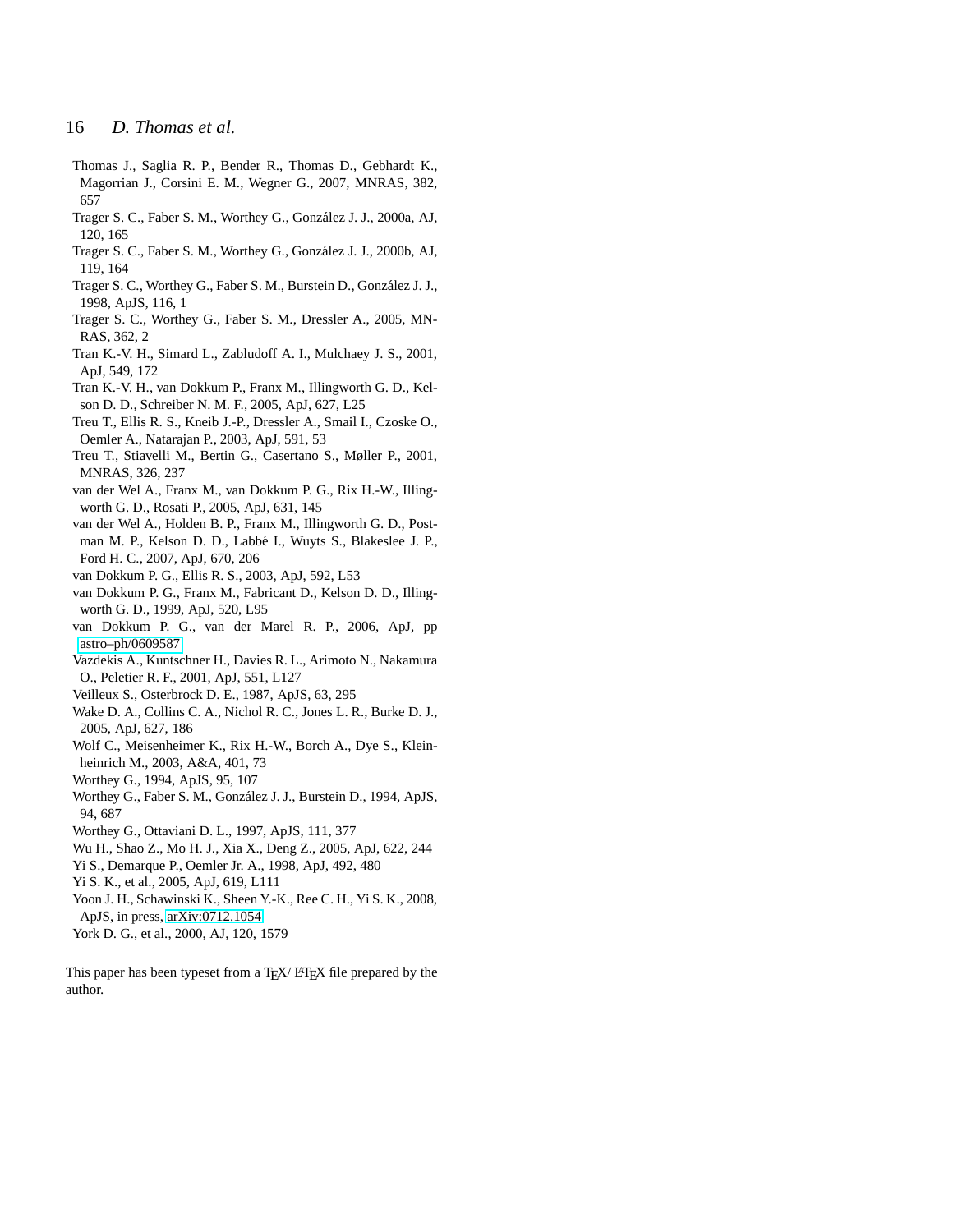Thomas J., Saglia R. P., Bender R., Thomas D., Gebhardt K., Magorrian J., Corsini E. M., Wegner G., 2007, MNRAS, 382, 657

Trager S. C., Faber S. M., Worthey G., González J. J., 2000a, AJ, 120, 165

Trager S. C., Faber S. M., Worthey G., González J. J., 2000b, AJ, 119, 164

Trager S. C., Worthey G., Faber S. M., Burstein D., González J. J., 1998, ApJS, 116, 1

Trager S. C., Worthey G., Faber S. M., Dressler A., 2005, MNRAS, 362, 2

Tran K.-V. H., Simard L., Zabludoff A. I., Mulchaey J. S., 2001, ApJ, 549, 172

Tran K.-V. H., van Dokkum P., Franx M., Illingworth G. D., Kelson D. D., Schreiber N. M. F., 2005, ApJ, 627, L25

Treu T., Ellis R. S., Kneib J.-P., Dressler A., Smail I., Czoske O., Oemler A., Natarajan P., 2003, ApJ, 591, 53

Treu T., Stiavelli M., Bertin G., Casertano S., Møller P., 2001, MNRAS, 326, 237

van der Wel A., Franx M., van Dokkum P. G., Rix H.-W., Illingworth G. D., Rosati P., 2005, ApJ, 631, 145

van der Wel A., Holden B. P., Franx M., Illingworth G. D., Postman M. P., Kelson D. D., Labbé I., Wuyts S., Blakeslee J. P., Ford H. C., 2007, ApJ, 670, 206

van Dokkum P. G., Ellis R. S., 2003, ApJ, 592, L53

van Dokkum P. G., Franx M., Fabricant D., Kelson D. D., Illingworth G. D., 1999, ApJ, 520, L95

van Dokkum P. G., van der Marel R. P., 2006, ApJ, pp astro–ph/0609587

Vazdekis A., Kuntschner H., Davies R. L., Arimoto N., Nakamura O., Peletier R. F., 2001, ApJ, 551, L127

Veilleux S., Osterbrock D. E., 1987, ApJS, 63, 295

Wake D. A., Collins C. A., Nichol R. C., Jones L. R., Burke D. J., 2005, ApJ, 627, 186

Wolf C., Meisenheimer K., Rix H.-W., Borch A., Dye S., Kleinheinrich M., 2003, A&A, 401, 73

Worthey G., 1994, ApJS, 95, 107

Worthey G., Faber S. M., González J. J., Burstein D., 1994, ApJS, 94, 687

Worthey G., Ottaviani D. L., 1997, ApJS, 111, 377

Wu H., Shao Z., Mo H. J., Xia X., Deng Z., 2005, ApJ, 622, 244

Yi S., Demarque P., Oemler Jr. A., 1998, ApJ, 492, 480

Yi S. K., et al., 2005, ApJ, 619, L111

Yoon J. H., Schawinski K., Sheen Y.-K., Ree C. H., Yi S. K., 2008, ApJS, in press, arXiv:0712.1054

York D. G., et al., 2000, AJ, 120, 1579

This paper has been typeset from a TEX/ LATEX file prepared by the author.